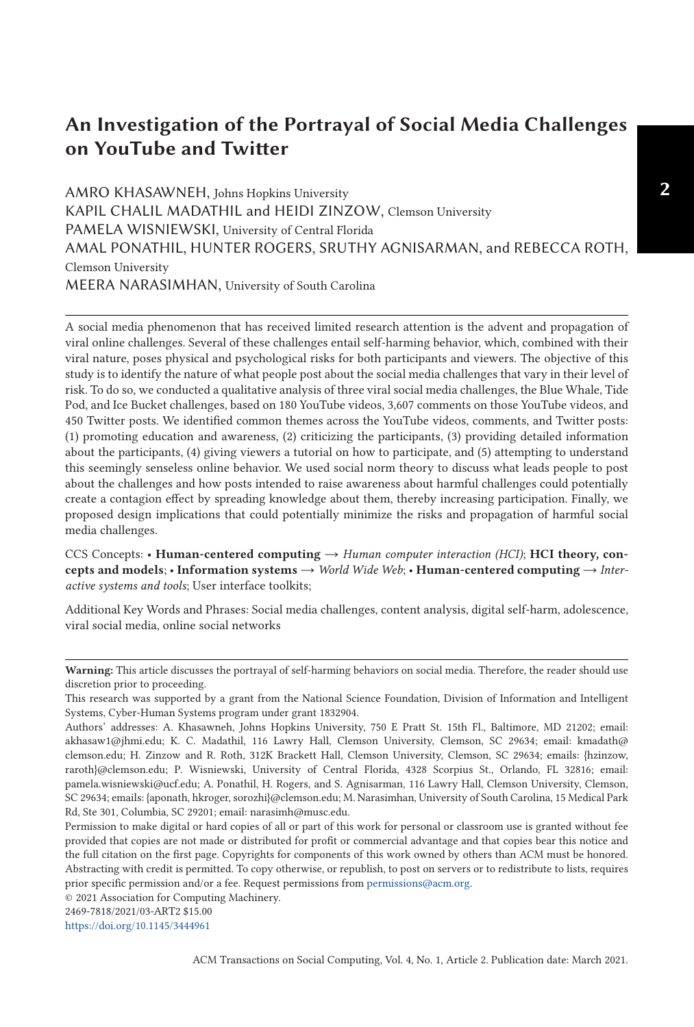# An Investigation of the Portrayal of Social Media Challenges on YouTube and Twitter

AMRO KHASAWNEH, Johns Hopkins University
KAPIL CHALIL MADATHIL and HEIDI ZINZOW, Clemson University
PAMELA WISNIEWSKI, University of Central Florida
AMAL PONATHIL, HUNTER ROGERS, SRUTHY AGNISARMAN, and REBECCA ROTH, Clemson University
MEERA NARASIMHAN, University of South Carolina

A social media phenomenon that has received limited research attention is the advent and propagation of viral online challenges. Several of these challenges entail self-harming behavior, which, combined with their viral nature, poses physical and psychological risks for both participants and viewers. The objective of this study is to identify the nature of what people post about the social media challenges that vary in their level of risk. To do so, we conducted a qualitative analysis of three viral social media challenges, the Blue Whale, Tide Pod, and Ice Bucket challenges, based on 180 YouTube videos, 3,607 comments on those YouTube videos, and 450 Twitter posts. We identified common themes across the YouTube videos, comments, and Twitter posts: (1) promoting education and awareness, (2) criticizing the participants, (3) providing detailed information about the participants, (4) giving viewers a tutorial on how to participate, and (5) attempting to understand this seemingly senseless online behavior. We used social norm theory to discuss what leads people to post about the challenges and how posts intended to raise awareness about harmful challenges could potentially create a contagion effect by spreading knowledge about them, thereby increasing participation. Finally, we proposed design implications that could potentially minimize the risks and propagation of harmful social media challenges.

CCS Concepts: • **Human-centered computing** → *Human computer interaction (HCI)*; **HCI theory, concepts and models**; • **Information systems** → *World Wide Web*; • **Human-centered computing** → *Interactive systems and tools*; User interface toolkits;

Additional Key Words and Phrases: Social media challenges, content analysis, digital self-harm, adolescence, viral social media, online social networks

---

**Warning:** This article discusses the portrayal of self-harming behaviors on social media. Therefore, the reader should use discretion prior to proceeding.

This research was supported by a grant from the National Science Foundation, Division of Information and Intelligent Systems, Cyber-Human Systems program under grant 1832904.

Authors' addresses: A. Khasawneh, Johns Hopkins University, 750 E Pratt St. 15th Fl., Baltimore, MD 21202; email: akhasaw1@jhmi.edu; K. C. Madathil, 116 Lawry Hall, Clemson University, Clemson, SC 29634; email: kmadath@clemson.edu; H. Zinzow and R. Roth, 312K Brackett Hall, Clemson University, Clemson, SC 29634; emails: {hzinzow, raroth}@clemson.edu; P. Wisniewski, University of Central Florida, 4328 Scorpius St., Orlando, FL 32816; email: pamela.wisniewski@ucf.edu; A. Ponathil, H. Rogers, and S. Agnisarman, 116 Lawry Hall, Clemson University, Clemson, SC 29634; emails: {aponath, hkroger, sorozhi}@clemson.edu; M. Narasimhan, University of South Carolina, 15 Medical Park Rd, Ste 301, Columbia, SC 29201; email: narasimh@musc.edu.

Permission to make digital or hard copies of all or part of this work for personal or classroom use is granted without fee provided that copies are not made or distributed for profit or commercial advantage and that copies bear this notice and the full citation on the first page. Copyrights for components of this work owned by others than ACM must be honored. Abstracting with credit is permitted. To copy otherwise, or republish, to post on servers or to redistribute to lists, requires prior specific permission and/or a fee. Request permissions from permissions@acm.org.

© 2021 Association for Computing Machinery.

2469-7818/2021/03-ART2 $15.00

https://doi.org/10.1145/3444961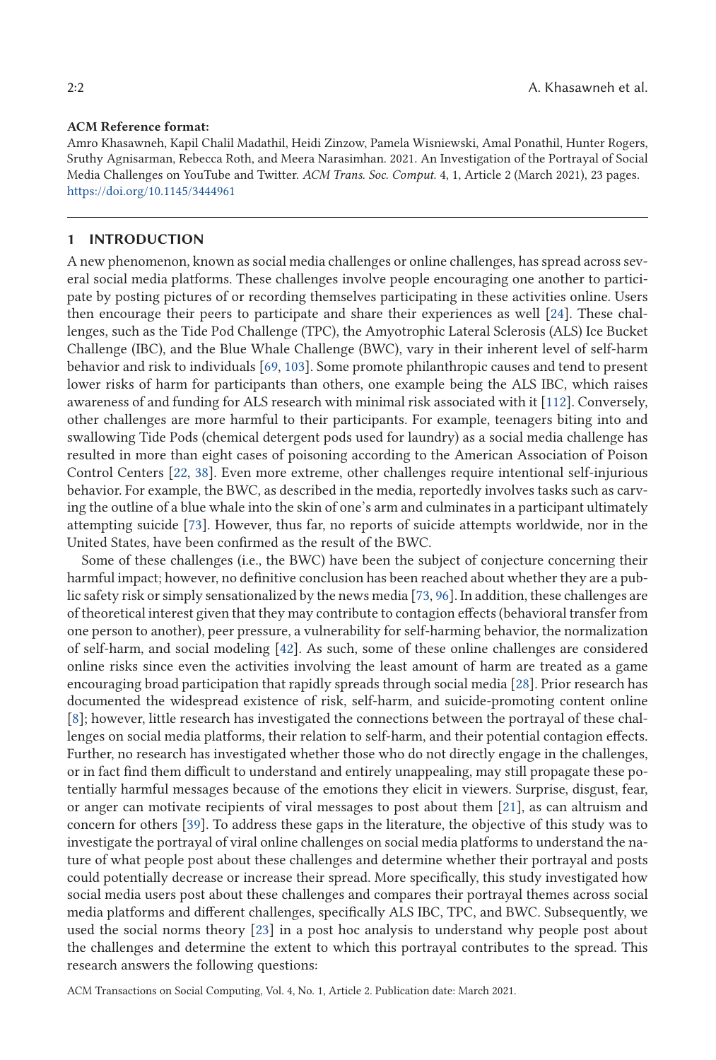**ACM Reference format:**

Amro Khasawneh, Kapil Chalil Madathil, Heidi Zinzow, Pamela Wisniewski, Amal Ponathil, Hunter Rogers, Sruthy Agnisarman, Rebecca Roth, and Meera Narasimhan. 2021. An Investigation of the Portrayal of Social Media Challenges on YouTube and Twitter. *ACM Trans. Soc. Comput.* 4, 1, Article 2 (March 2021), 23 pages. https://doi.org/10.1145/3444961

## 1 INTRODUCTION

A new phenomenon, known as social media challenges or online challenges, has spread across several social media platforms. These challenges involve people encouraging one another to participate by posting pictures of or recording themselves participating in these activities online. Users then encourage their peers to participate and share their experiences as well [24]. These challenges, such as the Tide Pod Challenge (TPC), the Amyotrophic Lateral Sclerosis (ALS) Ice Bucket Challenge (IBC), and the Blue Whale Challenge (BWC), vary in their inherent level of self-harm behavior and risk to individuals [69, 103]. Some promote philanthropic causes and tend to present lower risks of harm for participants than others, one example being the ALS IBC, which raises awareness of and funding for ALS research with minimal risk associated with it [112]. Conversely, other challenges are more harmful to their participants. For example, teenagers biting into and swallowing Tide Pods (chemical detergent pods used for laundry) as a social media challenge has resulted in more than eight cases of poisoning according to the American Association of Poison Control Centers [22, 38]. Even more extreme, other challenges require intentional self-injurious behavior. For example, the BWC, as described in the media, reportedly involves tasks such as carving the outline of a blue whale into the skin of one's arm and culminates in a participant ultimately attempting suicide [73]. However, thus far, no reports of suicide attempts worldwide, nor in the United States, have been confirmed as the result of the BWC.

Some of these challenges (i.e., the BWC) have been the subject of conjecture concerning their harmful impact; however, no definitive conclusion has been reached about whether they are a public safety risk or simply sensationalized by the news media [73, 96]. In addition, these challenges are of theoretical interest given that they may contribute to contagion effects (behavioral transfer from one person to another), peer pressure, a vulnerability for self-harming behavior, the normalization of self-harm, and social modeling [42]. As such, some of these online challenges are considered online risks since even the activities involving the least amount of harm are treated as a game encouraging broad participation that rapidly spreads through social media [28]. Prior research has documented the widespread existence of risk, self-harm, and suicide-promoting content online [8]; however, little research has investigated the connections between the portrayal of these challenges on social media platforms, their relation to self-harm, and their potential contagion effects. Further, no research has investigated whether those who do not directly engage in the challenges, or in fact find them difficult to understand and entirely unappealing, may still propagate these potentially harmful messages because of the emotions they elicit in viewers. Surprise, disgust, fear, or anger can motivate recipients of viral messages to post about them [21], as can altruism and concern for others [39]. To address these gaps in the literature, the objective of this study was to investigate the portrayal of viral online challenges on social media platforms to understand the nature of what people post about these challenges and determine whether their portrayal and posts could potentially decrease or increase their spread. More specifically, this study investigated how social media users post about these challenges and compares their portrayal themes across social media platforms and different challenges, specifically ALS IBC, TPC, and BWC. Subsequently, we used the social norms theory [23] in a post hoc analysis to understand why people post about the challenges and determine the extent to which this portrayal contributes to the spread. This research answers the following questions: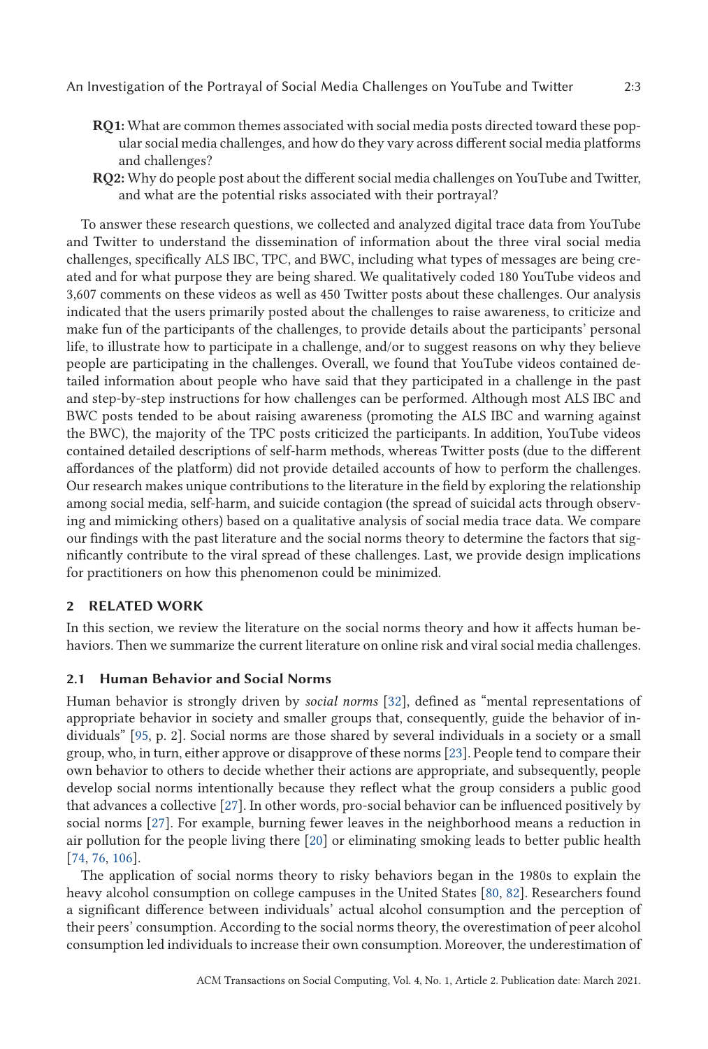- **RQ1:** What are common themes associated with social media posts directed toward these popular social media challenges, and how do they vary across different social media platforms and challenges?
- **RQ2:** Why do people post about the different social media challenges on YouTube and Twitter, and what are the potential risks associated with their portrayal?

To answer these research questions, we collected and analyzed digital trace data from YouTube and Twitter to understand the dissemination of information about the three viral social media challenges, specifically ALS IBC, TPC, and BWC, including what types of messages are being created and for what purpose they are being shared. We qualitatively coded 180 YouTube videos and 3,607 comments on these videos as well as 450 Twitter posts about these challenges. Our analysis indicated that the users primarily posted about the challenges to raise awareness, to criticize and make fun of the participants of the challenges, to provide details about the participants' personal life, to illustrate how to participate in a challenge, and/or to suggest reasons on why they believe people are participating in the challenges. Overall, we found that YouTube videos contained detailed information about people who have said that they participated in a challenge in the past and step-by-step instructions for how challenges can be performed. Although most ALS IBC and BWC posts tended to be about raising awareness (promoting the ALS IBC and warning against the BWC), the majority of the TPC posts criticized the participants. In addition, YouTube videos contained detailed descriptions of self-harm methods, whereas Twitter posts (due to the different affordances of the platform) did not provide detailed accounts of how to perform the challenges. Our research makes unique contributions to the literature in the field by exploring the relationship among social media, self-harm, and suicide contagion (the spread of suicidal acts through observing and mimicking others) based on a qualitative analysis of social media trace data. We compare our findings with the past literature and the social norms theory to determine the factors that significantly contribute to the viral spread of these challenges. Last, we provide design implications for practitioners on how this phenomenon could be minimized.

## 2 RELATED WORK

In this section, we review the literature on the social norms theory and how it affects human behaviors. Then we summarize the current literature on online risk and viral social media challenges.

### 2.1 Human Behavior and Social Norms

Human behavior is strongly driven by *social norms* [32], defined as "mental representations of appropriate behavior in society and smaller groups that, consequently, guide the behavior of individuals" [95, p. 2]. Social norms are those shared by several individuals in a society or a small group, who, in turn, either approve or disapprove of these norms [23]. People tend to compare their own behavior to others to decide whether their actions are appropriate, and subsequently, people develop social norms intentionally because they reflect what the group considers a public good that advances a collective [27]. In other words, pro-social behavior can be influenced positively by social norms [27]. For example, burning fewer leaves in the neighborhood means a reduction in air pollution for the people living there [20] or eliminating smoking leads to better public health [74, 76, 106].

The application of social norms theory to risky behaviors began in the 1980s to explain the heavy alcohol consumption on college campuses in the United States [80, 82]. Researchers found a significant difference between individuals' actual alcohol consumption and the perception of their peers' consumption. According to the social norms theory, the overestimation of peer alcohol consumption led individuals to increase their own consumption. Moreover, the underestimation of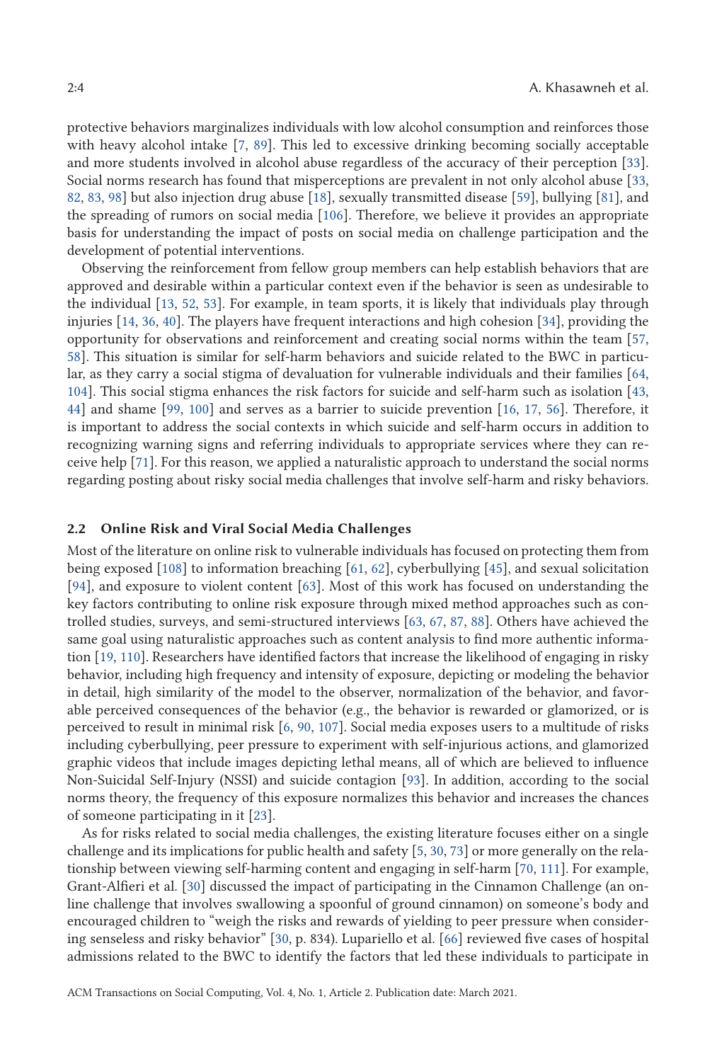protective behaviors marginalizes individuals with low alcohol consumption and reinforces those with heavy alcohol intake [7, 89]. This led to excessive drinking becoming socially acceptable and more students involved in alcohol abuse regardless of the accuracy of their perception [33]. Social norms research has found that misperceptions are prevalent in not only alcohol abuse [33, 82, 83, 98] but also injection drug abuse [18], sexually transmitted disease [59], bullying [81], and the spreading of rumors on social media [106]. Therefore, we believe it provides an appropriate basis for understanding the impact of posts on social media on challenge participation and the development of potential interventions.

Observing the reinforcement from fellow group members can help establish behaviors that are approved and desirable within a particular context even if the behavior is seen as undesirable to the individual [13, 52, 53]. For example, in team sports, it is likely that individuals play through injuries [14, 36, 40]. The players have frequent interactions and high cohesion [34], providing the opportunity for observations and reinforcement and creating social norms within the team [57, 58]. This situation is similar for self-harm behaviors and suicide related to the BWC in particular, as they carry a social stigma of devaluation for vulnerable individuals and their families [64, 104]. This social stigma enhances the risk factors for suicide and self-harm such as isolation [43, 44] and shame [99, 100] and serves as a barrier to suicide prevention [16, 17, 56]. Therefore, it is important to address the social contexts in which suicide and self-harm occurs in addition to recognizing warning signs and referring individuals to appropriate services where they can receive help [71]. For this reason, we applied a naturalistic approach to understand the social norms regarding posting about risky social media challenges that involve self-harm and risky behaviors.

### 2.2 Online Risk and Viral Social Media Challenges

Most of the literature on online risk to vulnerable individuals has focused on protecting them from being exposed [108] to information breaching [61, 62], cyberbullying [45], and sexual solicitation [94], and exposure to violent content [63]. Most of this work has focused on understanding the key factors contributing to online risk exposure through mixed method approaches such as controlled studies, surveys, and semi-structured interviews [63, 67, 87, 88]. Others have achieved the same goal using naturalistic approaches such as content analysis to find more authentic information [19, 110]. Researchers have identified factors that increase the likelihood of engaging in risky behavior, including high frequency and intensity of exposure, depicting or modeling the behavior in detail, high similarity of the model to the observer, normalization of the behavior, and favorable perceived consequences of the behavior (e.g., the behavior is rewarded or glamorized, or is perceived to result in minimal risk [6, 90, 107]. Social media exposes users to a multitude of risks including cyberbullying, peer pressure to experiment with self-injurious actions, and glamorized graphic videos that include images depicting lethal means, all of which are believed to influence Non-Suicidal Self-Injury (NSSI) and suicide contagion [93]. In addition, according to the social norms theory, the frequency of this exposure normalizes this behavior and increases the chances of someone participating in it [23].

As for risks related to social media challenges, the existing literature focuses either on a single challenge and its implications for public health and safety [5, 30, 73] or more generally on the relationship between viewing self-harming content and engaging in self-harm [70, 111]. For example, Grant-Alfieri et al. [30] discussed the impact of participating in the Cinnamon Challenge (an online challenge that involves swallowing a spoonful of ground cinnamon) on someone's body and encouraged children to "weigh the risks and rewards of yielding to peer pressure when considering senseless and risky behavior" [30, p. 834). Lupariello et al. [66] reviewed five cases of hospital admissions related to the BWC to identify the factors that led these individuals to participate in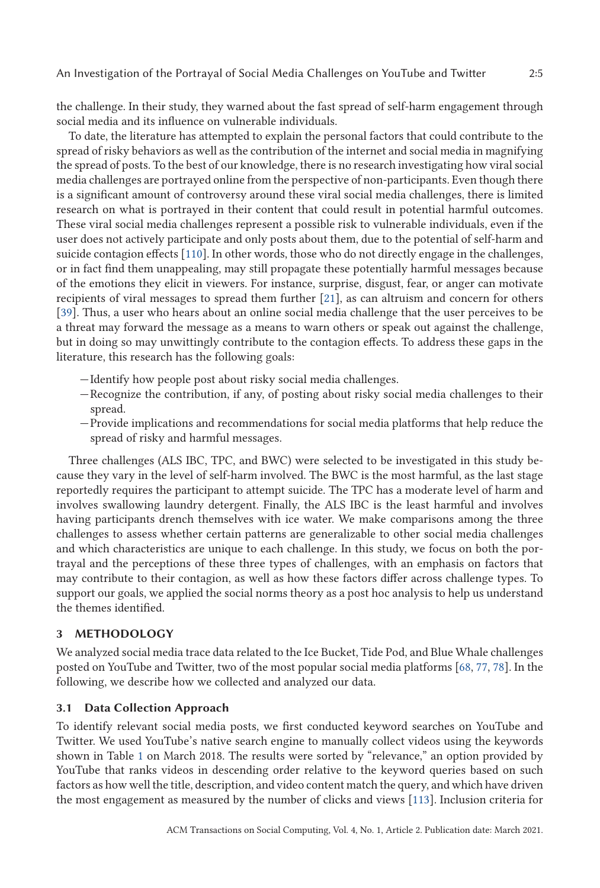the challenge. In their study, they warned about the fast spread of self-harm engagement through social media and its influence on vulnerable individuals.

To date, the literature has attempted to explain the personal factors that could contribute to the spread of risky behaviors as well as the contribution of the internet and social media in magnifying the spread of posts. To the best of our knowledge, there is no research investigating how viral social media challenges are portrayed online from the perspective of non-participants. Even though there is a significant amount of controversy around these viral social media challenges, there is limited research on what is portrayed in their content that could result in potential harmful outcomes. These viral social media challenges represent a possible risk to vulnerable individuals, even if the user does not actively participate and only posts about them, due to the potential of self-harm and suicide contagion effects [110]. In other words, those who do not directly engage in the challenges, or in fact find them unappealing, may still propagate these potentially harmful messages because of the emotions they elicit in viewers. For instance, surprise, disgust, fear, or anger can motivate recipients of viral messages to spread them further [21], as can altruism and concern for others [39]. Thus, a user who hears about an online social media challenge that the user perceives to be a threat may forward the message as a means to warn others or speak out against the challenge, but in doing so may unwittingly contribute to the contagion effects. To address these gaps in the literature, this research has the following goals:

- Identify how people post about risky social media challenges.
- Recognize the contribution, if any, of posting about risky social media challenges to their spread.
- Provide implications and recommendations for social media platforms that help reduce the spread of risky and harmful messages.

Three challenges (ALS IBC, TPC, and BWC) were selected to be investigated in this study because they vary in the level of self-harm involved. The BWC is the most harmful, as the last stage reportedly requires the participant to attempt suicide. The TPC has a moderate level of harm and involves swallowing laundry detergent. Finally, the ALS IBC is the least harmful and involves having participants drench themselves with ice water. We make comparisons among the three challenges to assess whether certain patterns are generalizable to other social media challenges and which characteristics are unique to each challenge. In this study, we focus on both the portrayal and the perceptions of these three types of challenges, with an emphasis on factors that may contribute to their contagion, as well as how these factors differ across challenge types. To support our goals, we applied the social norms theory as a post hoc analysis to help us understand the themes identified.

## 3 METHODOLOGY

We analyzed social media trace data related to the Ice Bucket, Tide Pod, and Blue Whale challenges posted on YouTube and Twitter, two of the most popular social media platforms [68, 77, 78]. In the following, we describe how we collected and analyzed our data.

### 3.1 Data Collection Approach

To identify relevant social media posts, we first conducted keyword searches on YouTube and Twitter. We used YouTube's native search engine to manually collect videos using the keywords shown in Table 1 on March 2018. The results were sorted by "relevance," an option provided by YouTube that ranks videos in descending order relative to the keyword queries based on such factors as how well the title, description, and video content match the query, and which have driven the most engagement as measured by the number of clicks and views [113]. Inclusion criteria for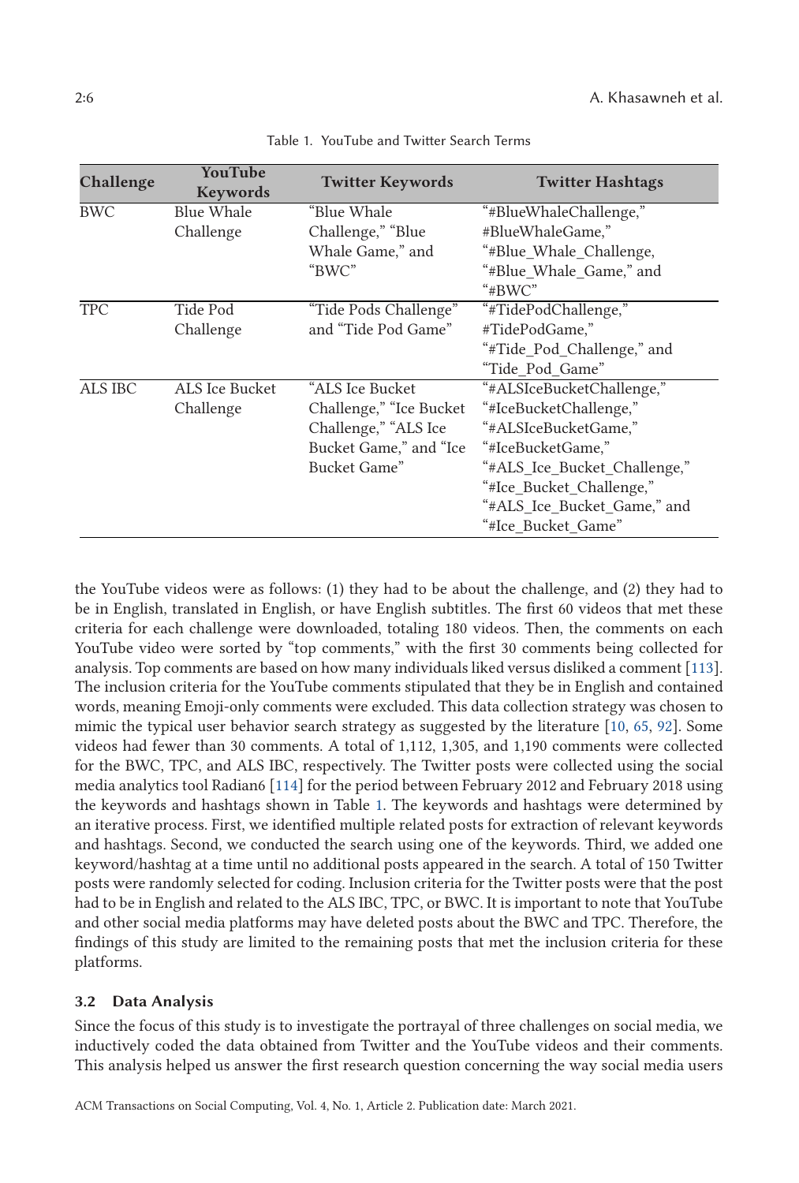Table 1. YouTube and Twitter Search Terms

| Challenge | YouTube Keywords | Twitter Keywords | Twitter Hashtags |
| --- | --- | --- | --- |
| BWC | Blue Whale Challenge | "Blue Whale Challenge," "Blue Whale Game," and "BWC" | "#BlueWhaleChallenge," #BlueWhaleGame," "#Blue_Whale_Challenge, "#Blue_Whale_Game," and "#BWC" |
| TPC | Tide Pod Challenge | "Tide Pods Challenge" and "Tide Pod Game" | "#TidePodChallenge," #TidePodGame," "#Tide_Pod_Challenge," and "Tide_Pod_Game" |
| ALS IBC | ALS Ice Bucket Challenge | "ALS Ice Bucket Challenge," "Ice Bucket Challenge," "ALS Ice Bucket Game," and "Ice Bucket Game" | "#ALSIceBucketChallenge," "#IceBucketChallenge," "#ALSIceBucketGame," "#IceBucketGame," "#ALS_Ice_Bucket_Challenge," "#Ice_Bucket_Challenge," "#ALS_Ice_Bucket_Game," and "#Ice_Bucket_Game" |

the YouTube videos were as follows: (1) they had to be about the challenge, and (2) they had to be in English, translated in English, or have English subtitles. The first 60 videos that met these criteria for each challenge were downloaded, totaling 180 videos. Then, the comments on each YouTube video were sorted by "top comments," with the first 30 comments being collected for analysis. Top comments are based on how many individuals liked versus disliked a comment [113]. The inclusion criteria for the YouTube comments stipulated that they be in English and contained words, meaning Emoji-only comments were excluded. This data collection strategy was chosen to mimic the typical user behavior search strategy as suggested by the literature [10, 65, 92]. Some videos had fewer than 30 comments. A total of 1,112, 1,305, and 1,190 comments were collected for the BWC, TPC, and ALS IBC, respectively. The Twitter posts were collected using the social media analytics tool Radian6 [114] for the period between February 2012 and February 2018 using the keywords and hashtags shown in Table 1. The keywords and hashtags were determined by an iterative process. First, we identified multiple related posts for extraction of relevant keywords and hashtags. Second, we conducted the search using one of the keywords. Third, we added one keyword/hashtag at a time until no additional posts appeared in the search. A total of 150 Twitter posts were randomly selected for coding. Inclusion criteria for the Twitter posts were that the post had to be in English and related to the ALS IBC, TPC, or BWC. It is important to note that YouTube and other social media platforms may have deleted posts about the BWC and TPC. Therefore, the findings of this study are limited to the remaining posts that met the inclusion criteria for these platforms.

### 3.2 Data Analysis

Since the focus of this study is to investigate the portrayal of three challenges on social media, we inductively coded the data obtained from Twitter and the YouTube videos and their comments. This analysis helped us answer the first research question concerning the way social media users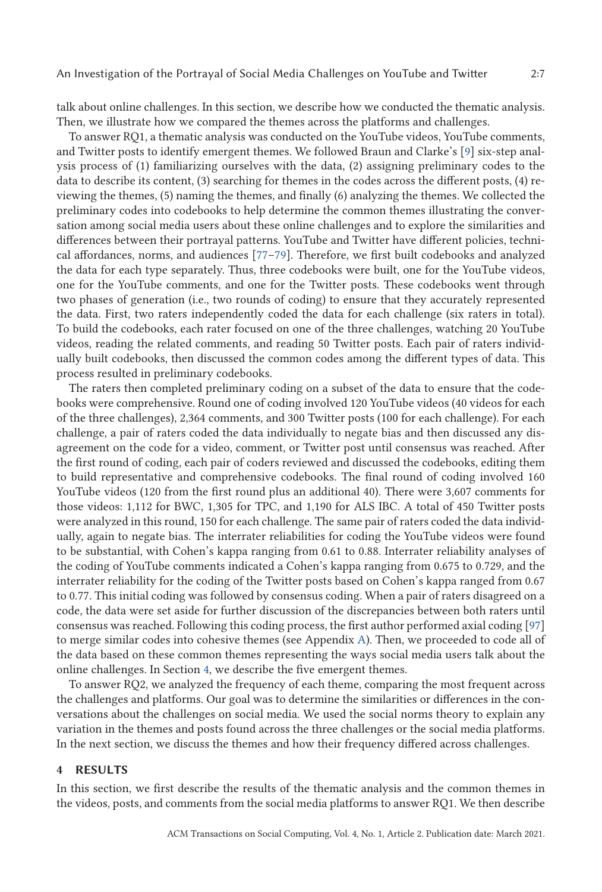talk about online challenges. In this section, we describe how we conducted the thematic analysis. Then, we illustrate how we compared the themes across the platforms and challenges.

To answer RQ1, a thematic analysis was conducted on the YouTube videos, YouTube comments, and Twitter posts to identify emergent themes. We followed Braun and Clarke's [9] six-step analysis process of (1) familiarizing ourselves with the data, (2) assigning preliminary codes to the data to describe its content, (3) searching for themes in the codes across the different posts, (4) reviewing the themes, (5) naming the themes, and finally (6) analyzing the themes. We collected the preliminary codes into codebooks to help determine the common themes illustrating the conversation among social media users about these online challenges and to explore the similarities and differences between their portrayal patterns. YouTube and Twitter have different policies, technical affordances, norms, and audiences [77–79]. Therefore, we first built codebooks and analyzed the data for each type separately. Thus, three codebooks were built, one for the YouTube videos, one for the YouTube comments, and one for the Twitter posts. These codebooks went through two phases of generation (i.e., two rounds of coding) to ensure that they accurately represented the data. First, two raters independently coded the data for each challenge (six raters in total). To build the codebooks, each rater focused on one of the three challenges, watching 20 YouTube videos, reading the related comments, and reading 50 Twitter posts. Each pair of raters individually built codebooks, then discussed the common codes among the different types of data. This process resulted in preliminary codebooks.

The raters then completed preliminary coding on a subset of the data to ensure that the codebooks were comprehensive. Round one of coding involved 120 YouTube videos (40 videos for each of the three challenges), 2,364 comments, and 300 Twitter posts (100 for each challenge). For each challenge, a pair of raters coded the data individually to negate bias and then discussed any disagreement on the code for a video, comment, or Twitter post until consensus was reached. After the first round of coding, each pair of coders reviewed and discussed the codebooks, editing them to build representative and comprehensive codebooks. The final round of coding involved 160 YouTube videos (120 from the first round plus an additional 40). There were 3,607 comments for those videos: 1,112 for BWC, 1,305 for TPC, and 1,190 for ALS IBC. A total of 450 Twitter posts were analyzed in this round, 150 for each challenge. The same pair of raters coded the data individually, again to negate bias. The interrater reliabilities for coding the YouTube videos were found to be substantial, with Cohen's kappa ranging from 0.61 to 0.88. Interrater reliability analyses of the coding of YouTube comments indicated a Cohen's kappa ranging from 0.675 to 0.729, and the interrater reliability for the coding of the Twitter posts based on Cohen's kappa ranged from 0.67 to 0.77. This initial coding was followed by consensus coding. When a pair of raters disagreed on a code, the data were set aside for further discussion of the discrepancies between both raters until consensus was reached. Following this coding process, the first author performed axial coding [97] to merge similar codes into cohesive themes (see Appendix A). Then, we proceeded to code all of the data based on these common themes representing the ways social media users talk about the online challenges. In Section 4, we describe the five emergent themes.

To answer RQ2, we analyzed the frequency of each theme, comparing the most frequent across the challenges and platforms. Our goal was to determine the similarities or differences in the conversations about the challenges on social media. We used the social norms theory to explain any variation in the themes and posts found across the three challenges or the social media platforms. In the next section, we discuss the themes and how their frequency differed across challenges.

## 4 RESULTS

In this section, we first describe the results of the thematic analysis and the common themes in the videos, posts, and comments from the social media platforms to answer RQ1. We then describe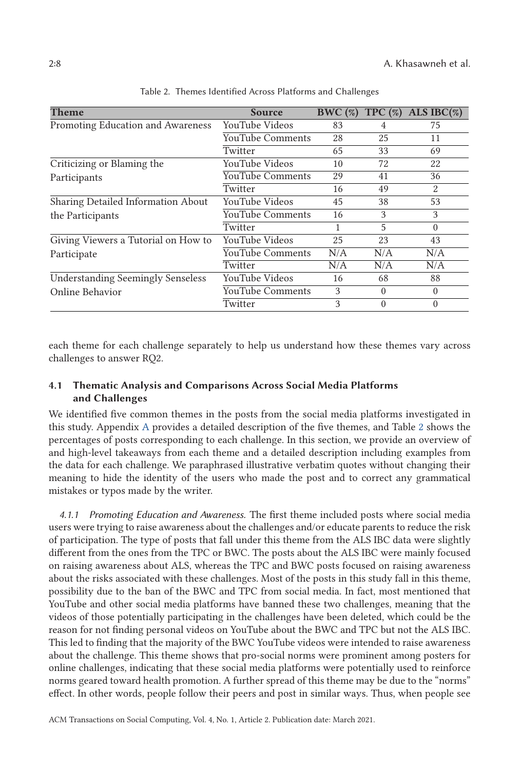Table 2. Themes Identified Across Platforms and Challenges

| Theme | Source | BWC (%) | TPC (%) | ALS IBC(%) |
|---|---|---|---|---|
| Promoting Education and Awareness | YouTube Videos | 83 | 4 | 75 |
| | YouTube Comments | 28 | 25 | 11 |
| | Twitter | 65 | 33 | 69 |
| Criticizing or Blaming the Participants | YouTube Videos | 10 | 72 | 22 |
| | YouTube Comments | 29 | 41 | 36 |
| | Twitter | 16 | 49 | 2 |
| Sharing Detailed Information About the Participants | YouTube Videos | 45 | 38 | 53 |
| | YouTube Comments | 16 | 3 | 3 |
| | Twitter | 1 | 5 | 0 |
| Giving Viewers a Tutorial on How to Participate | YouTube Videos | 25 | 23 | 43 |
| | YouTube Comments | N/A | N/A | N/A |
| | Twitter | N/A | N/A | N/A |
| Understanding Seemingly Senseless Online Behavior | YouTube Videos | 16 | 68 | 88 |
| | YouTube Comments | 3 | 0 | 0 |
| | Twitter | 3 | 0 | 0 |

each theme for each challenge separately to help us understand how these themes vary across challenges to answer RQ2.

### 4.1 Thematic Analysis and Comparisons Across Social Media Platforms and Challenges

We identified five common themes in the posts from the social media platforms investigated in this study. Appendix A provides a detailed description of the five themes, and Table 2 shows the percentages of posts corresponding to each challenge. In this section, we provide an overview of and high-level takeaways from each theme and a detailed description including examples from the data for each challenge. We paraphrased illustrative verbatim quotes without changing their meaning to hide the identity of the users who made the post and to correct any grammatical mistakes or typos made by the writer.

*4.1.1 Promoting Education and Awareness.* The first theme included posts where social media users were trying to raise awareness about the challenges and/or educate parents to reduce the risk of participation. The type of posts that fall under this theme from the ALS IBC data were slightly different from the ones from the TPC or BWC. The posts about the ALS IBC were mainly focused on raising awareness about ALS, whereas the TPC and BWC posts focused on raising awareness about the risks associated with these challenges. Most of the posts in this study fall in this theme, possibility due to the ban of the BWC and TPC from social media. In fact, most mentioned that YouTube and other social media platforms have banned these two challenges, meaning that the videos of those potentially participating in the challenges have been deleted, which could be the reason for not finding personal videos on YouTube about the BWC and TPC but not the ALS IBC. This led to finding that the majority of the BWC YouTube videos were intended to raise awareness about the challenge. This theme shows that pro-social norms were prominent among posters for online challenges, indicating that these social media platforms were potentially used to reinforce norms geared toward health promotion. A further spread of this theme may be due to the "norms" effect. In other words, people follow their peers and post in similar ways. Thus, when people see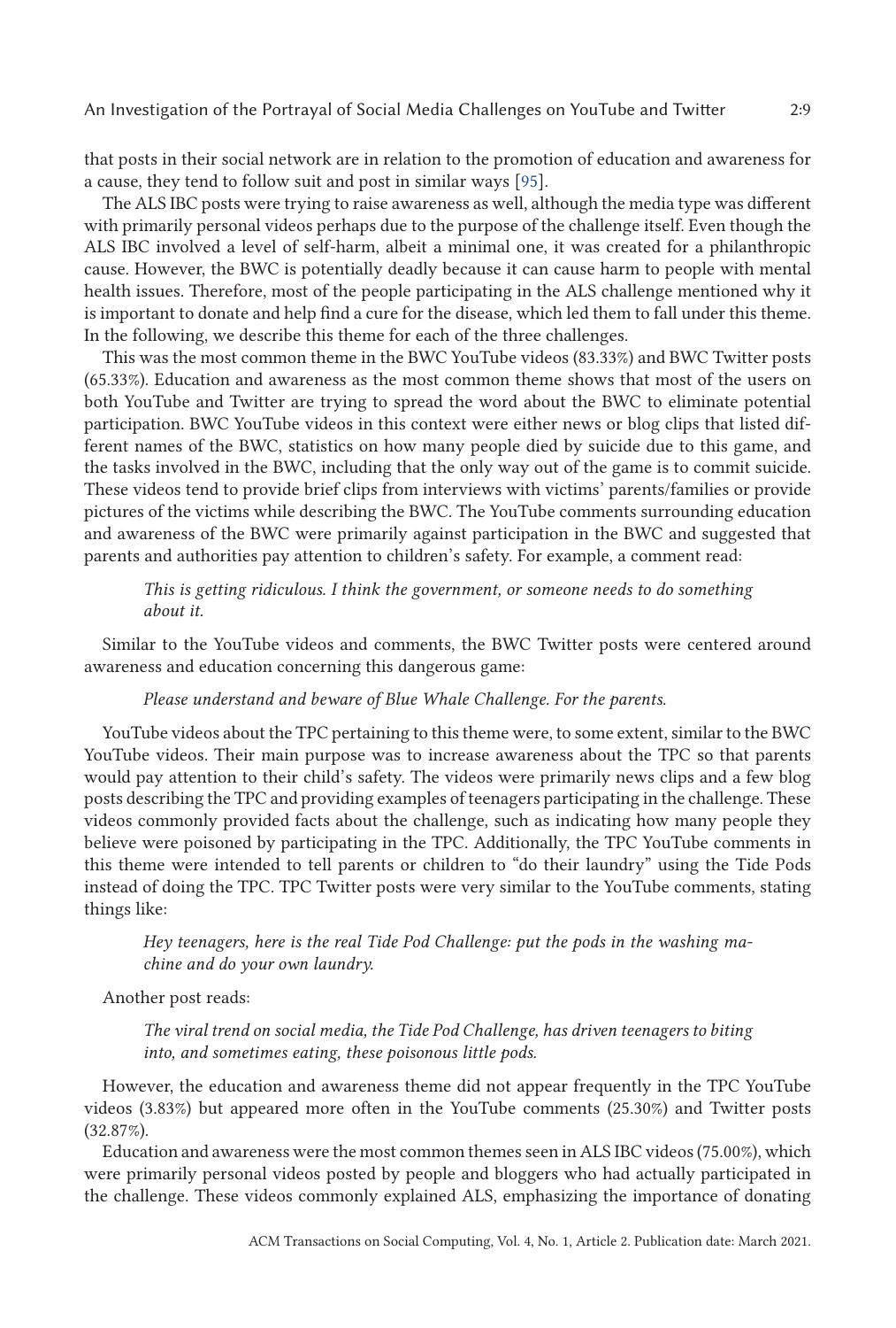that posts in their social network are in relation to the promotion of education and awareness for a cause, they tend to follow suit and post in similar ways [95].

The ALS IBC posts were trying to raise awareness as well, although the media type was different with primarily personal videos perhaps due to the purpose of the challenge itself. Even though the ALS IBC involved a level of self-harm, albeit a minimal one, it was created for a philanthropic cause. However, the BWC is potentially deadly because it can cause harm to people with mental health issues. Therefore, most of the people participating in the ALS challenge mentioned why it is important to donate and help find a cure for the disease, which led them to fall under this theme. In the following, we describe this theme for each of the three challenges.

This was the most common theme in the BWC YouTube videos (83.33%) and BWC Twitter posts (65.33%). Education and awareness as the most common theme shows that most of the users on both YouTube and Twitter are trying to spread the word about the BWC to eliminate potential participation. BWC YouTube videos in this context were either news or blog clips that listed different names of the BWC, statistics on how many people died by suicide due to this game, and the tasks involved in the BWC, including that the only way out of the game is to commit suicide. These videos tend to provide brief clips from interviews with victims' parents/families or provide pictures of the victims while describing the BWC. The YouTube comments surrounding education and awareness of the BWC were primarily against participation in the BWC and suggested that parents and authorities pay attention to children's safety. For example, a comment read:

> *This is getting ridiculous. I think the government, or someone needs to do something about it.*

Similar to the YouTube videos and comments, the BWC Twitter posts were centered around awareness and education concerning this dangerous game:

> *Please understand and beware of Blue Whale Challenge. For the parents.*

YouTube videos about the TPC pertaining to this theme were, to some extent, similar to the BWC YouTube videos. Their main purpose was to increase awareness about the TPC so that parents would pay attention to their child's safety. The videos were primarily news clips and a few blog posts describing the TPC and providing examples of teenagers participating in the challenge. These videos commonly provided facts about the challenge, such as indicating how many people they believe were poisoned by participating in the TPC. Additionally, the TPC YouTube comments in this theme were intended to tell parents or children to "do their laundry" using the Tide Pods instead of doing the TPC. TPC Twitter posts were very similar to the YouTube comments, stating things like:

> *Hey teenagers, here is the real Tide Pod Challenge: put the pods in the washing machine and do your own laundry.*

Another post reads:

> *The viral trend on social media, the Tide Pod Challenge, has driven teenagers to biting into, and sometimes eating, these poisonous little pods.*

However, the education and awareness theme did not appear frequently in the TPC YouTube videos (3.83%) but appeared more often in the YouTube comments (25.30%) and Twitter posts (32.87%).

Education and awareness were the most common themes seen in ALS IBC videos (75.00%), which were primarily personal videos posted by people and bloggers who had actually participated in the challenge. These videos commonly explained ALS, emphasizing the importance of donating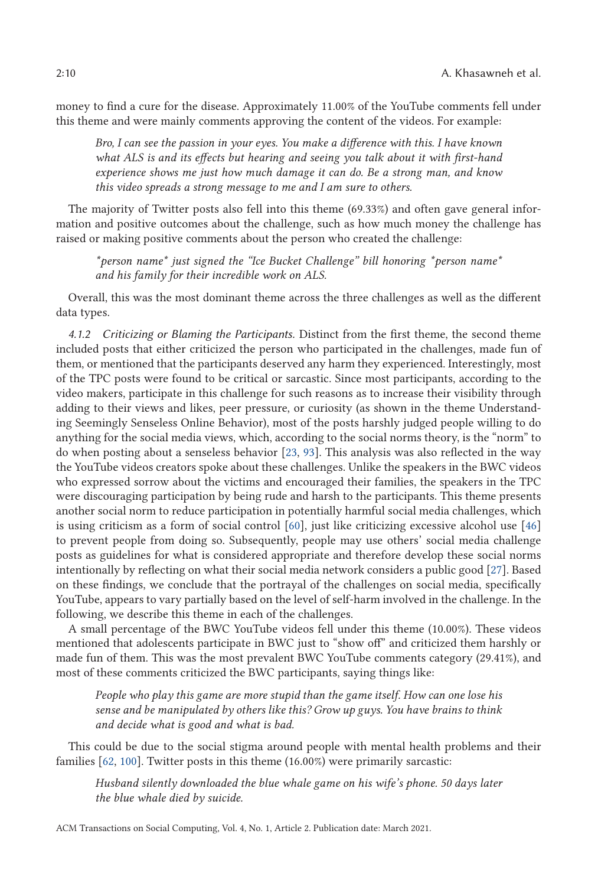money to find a cure for the disease. Approximately 11.00% of the YouTube comments fell under this theme and were mainly comments approving the content of the videos. For example:

> *Bro, I can see the passion in your eyes. You make a difference with this. I have known what ALS is and its effects but hearing and seeing you talk about it with first-hand experience shows me just how much damage it can do. Be a strong man, and know this video spreads a strong message to me and I am sure to others.*

The majority of Twitter posts also fell into this theme (69.33%) and often gave general information and positive outcomes about the challenge, such as how much money the challenge has raised or making positive comments about the person who created the challenge:

> *\*person name\* just signed the "Ice Bucket Challenge" bill honoring \*person name\* and his family for their incredible work on ALS.*

Overall, this was the most dominant theme across the three challenges as well as the different data types.

*4.1.2 Criticizing or Blaming the Participants.* Distinct from the first theme, the second theme included posts that either criticized the person who participated in the challenges, made fun of them, or mentioned that the participants deserved any harm they experienced. Interestingly, most of the TPC posts were found to be critical or sarcastic. Since most participants, according to the video makers, participate in this challenge for such reasons as to increase their visibility through adding to their views and likes, peer pressure, or curiosity (as shown in the theme Understanding Seemingly Senseless Online Behavior), most of the posts harshly judged people willing to do anything for the social media views, which, according to the social norms theory, is the "norm" to do when posting about a senseless behavior [23, 93]. This analysis was also reflected in the way the YouTube videos creators spoke about these challenges. Unlike the speakers in the BWC videos who expressed sorrow about the victims and encouraged their families, the speakers in the TPC were discouraging participation by being rude and harsh to the participants. This theme presents another social norm to reduce participation in potentially harmful social media challenges, which is using criticism as a form of social control [60], just like criticizing excessive alcohol use [46] to prevent people from doing so. Subsequently, people may use others' social media challenge posts as guidelines for what is considered appropriate and therefore develop these social norms intentionally by reflecting on what their social media network considers a public good [27]. Based on these findings, we conclude that the portrayal of the challenges on social media, specifically YouTube, appears to vary partially based on the level of self-harm involved in the challenge. In the following, we describe this theme in each of the challenges.

A small percentage of the BWC YouTube videos fell under this theme (10.00%). These videos mentioned that adolescents participate in BWC just to "show off" and criticized them harshly or made fun of them. This was the most prevalent BWC YouTube comments category (29.41%), and most of these comments criticized the BWC participants, saying things like:

> *People who play this game are more stupid than the game itself. How can one lose his sense and be manipulated by others like this? Grow up guys. You have brains to think and decide what is good and what is bad.*

This could be due to the social stigma around people with mental health problems and their families [62, 100]. Twitter posts in this theme (16.00%) were primarily sarcastic:

> *Husband silently downloaded the blue whale game on his wife's phone. 50 days later the blue whale died by suicide.*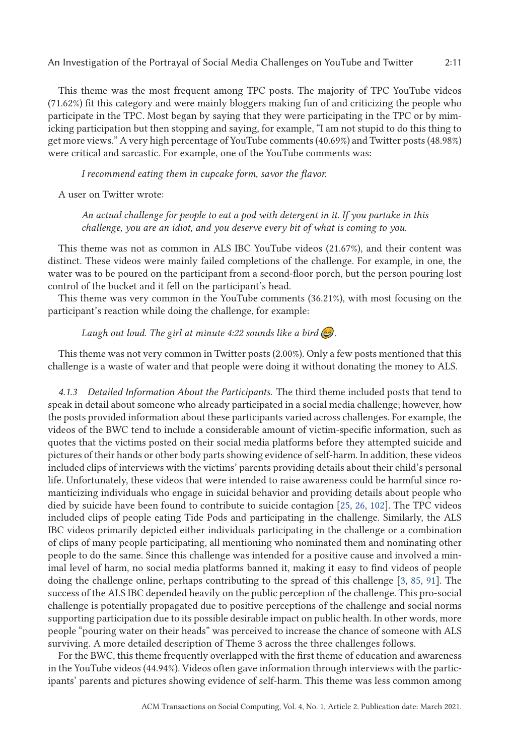This theme was the most frequent among TPC posts. The majority of TPC YouTube videos (71.62%) fit this category and were mainly bloggers making fun of and criticizing the people who participate in the TPC. Most began by saying that they were participating in the TPC or by mimicking participation but then stopping and saying, for example, "I am not stupid to do this thing to get more views." A very high percentage of YouTube comments (40.69%) and Twitter posts (48.98%) were critical and sarcastic. For example, one of the YouTube comments was:

> *I recommend eating them in cupcake form, savor the flavor.*

A user on Twitter wrote:

> *An actual challenge for people to eat a pod with detergent in it. If you partake in this challenge, you are an idiot, and you deserve every bit of what is coming to you.*

This theme was not as common in ALS IBC YouTube videos (21.67%), and their content was distinct. These videos were mainly failed completions of the challenge. For example, in one, the water was to be poured on the participant from a second-floor porch, but the person pouring lost control of the bucket and it fell on the participant's head.

This theme was very common in the YouTube comments (36.21%), with most focusing on the participant's reaction while doing the challenge, for example:

> *Laugh out loud. The girl at minute 4:22 sounds like a bird* 😅*.*

This theme was not very common in Twitter posts (2.00%). Only a few posts mentioned that this challenge is a waste of water and that people were doing it without donating the money to ALS.

*4.1.3 Detailed Information About the Participants.* The third theme included posts that tend to speak in detail about someone who already participated in a social media challenge; however, how the posts provided information about these participants varied across challenges. For example, the videos of the BWC tend to include a considerable amount of victim-specific information, such as quotes that the victims posted on their social media platforms before they attempted suicide and pictures of their hands or other body parts showing evidence of self-harm. In addition, these videos included clips of interviews with the victims' parents providing details about their child's personal life. Unfortunately, these videos that were intended to raise awareness could be harmful since romanticizing individuals who engage in suicidal behavior and providing details about people who died by suicide have been found to contribute to suicide contagion [25, 26, 102]. The TPC videos included clips of people eating Tide Pods and participating in the challenge. Similarly, the ALS IBC videos primarily depicted either individuals participating in the challenge or a combination of clips of many people participating, all mentioning who nominated them and nominating other people to do the same. Since this challenge was intended for a positive cause and involved a minimal level of harm, no social media platforms banned it, making it easy to find videos of people doing the challenge online, perhaps contributing to the spread of this challenge [3, 85, 91]. The success of the ALS IBC depended heavily on the public perception of the challenge. This pro-social challenge is potentially propagated due to positive perceptions of the challenge and social norms supporting participation due to its possible desirable impact on public health. In other words, more people "pouring water on their heads" was perceived to increase the chance of someone with ALS surviving. A more detailed description of Theme 3 across the three challenges follows.

For the BWC, this theme frequently overlapped with the first theme of education and awareness in the YouTube videos (44.94%). Videos often gave information through interviews with the participants' parents and pictures showing evidence of self-harm. This theme was less common among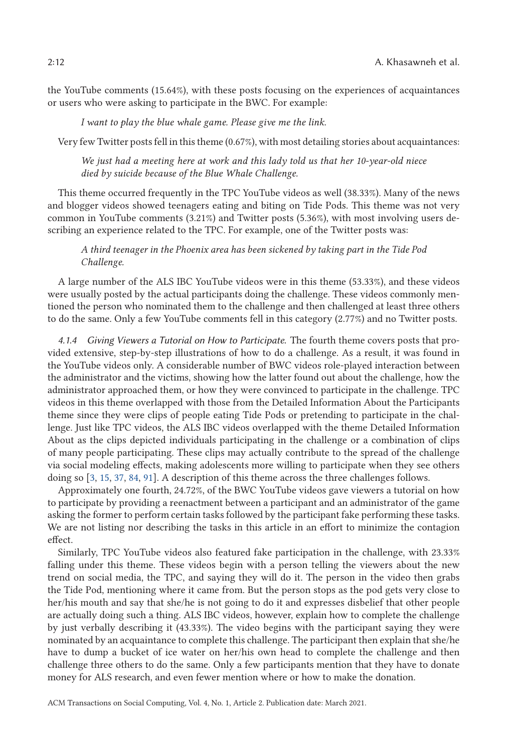the YouTube comments (15.64%), with these posts focusing on the experiences of acquaintances or users who were asking to participate in the BWC. For example:

> *I want to play the blue whale game. Please give me the link.*

Very few Twitter posts fell in this theme (0.67%), with most detailing stories about acquaintances:

> *We just had a meeting here at work and this lady told us that her 10-year-old niece died by suicide because of the Blue Whale Challenge.*

This theme occurred frequently in the TPC YouTube videos as well (38.33%). Many of the news and blogger videos showed teenagers eating and biting on Tide Pods. This theme was not very common in YouTube comments (3.21%) and Twitter posts (5.36%), with most involving users describing an experience related to the TPC. For example, one of the Twitter posts was:

> *A third teenager in the Phoenix area has been sickened by taking part in the Tide Pod Challenge.*

A large number of the ALS IBC YouTube videos were in this theme (53.33%), and these videos were usually posted by the actual participants doing the challenge. These videos commonly mentioned the person who nominated them to the challenge and then challenged at least three others to do the same. Only a few YouTube comments fell in this category (2.77%) and no Twitter posts.

#### 4.1.4 Giving Viewers a Tutorial on How to Participate.

The fourth theme covers posts that provided extensive, step-by-step illustrations of how to do a challenge. As a result, it was found in the YouTube videos only. A considerable number of BWC videos role-played interaction between the administrator and the victims, showing how the latter found out about the challenge, how the administrator approached them, or how they were convinced to participate in the challenge. TPC videos in this theme overlapped with those from the Detailed Information About the Participants theme since they were clips of people eating Tide Pods or pretending to participate in the challenge. Just like TPC videos, the ALS IBC videos overlapped with the theme Detailed Information About as the clips depicted individuals participating in the challenge or a combination of clips of many people participating. These clips may actually contribute to the spread of the challenge via social modeling effects, making adolescents more willing to participate when they see others doing so [3, 15, 37, 84, 91]. A description of this theme across the three challenges follows.

Approximately one fourth, 24.72%, of the BWC YouTube videos gave viewers a tutorial on how to participate by providing a reenactment between a participant and an administrator of the game asking the former to perform certain tasks followed by the participant fake performing these tasks. We are not listing nor describing the tasks in this article in an effort to minimize the contagion effect.

Similarly, TPC YouTube videos also featured fake participation in the challenge, with 23.33% falling under this theme. These videos begin with a person telling the viewers about the new trend on social media, the TPC, and saying they will do it. The person in the video then grabs the Tide Pod, mentioning where it came from. But the person stops as the pod gets very close to her/his mouth and say that she/he is not going to do it and expresses disbelief that other people are actually doing such a thing. ALS IBC videos, however, explain how to complete the challenge by just verbally describing it (43.33%). The video begins with the participant saying they were nominated by an acquaintance to complete this challenge. The participant then explain that she/he have to dump a bucket of ice water on her/his own head to complete the challenge and then challenge three others to do the same. Only a few participants mention that they have to donate money for ALS research, and even fewer mention where or how to make the donation.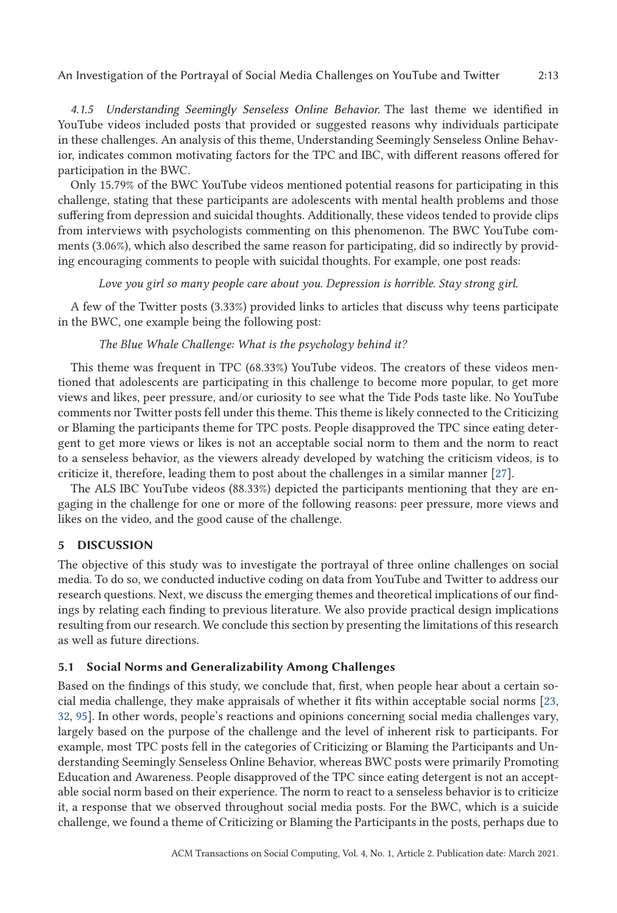*4.1.5 Understanding Seemingly Senseless Online Behavior.* The last theme we identified in YouTube videos included posts that provided or suggested reasons why individuals participate in these challenges. An analysis of this theme, Understanding Seemingly Senseless Online Behavior, indicates common motivating factors for the TPC and IBC, with different reasons offered for participation in the BWC.

Only 15.79% of the BWC YouTube videos mentioned potential reasons for participating in this challenge, stating that these participants are adolescents with mental health problems and those suffering from depression and suicidal thoughts. Additionally, these videos tended to provide clips from interviews with psychologists commenting on this phenomenon. The BWC YouTube comments (3.06%), which also described the same reason for participating, did so indirectly by providing encouraging comments to people with suicidal thoughts. For example, one post reads:

> *Love you girl so many people care about you. Depression is horrible. Stay strong girl.*

A few of the Twitter posts (3.33%) provided links to articles that discuss why teens participate in the BWC, one example being the following post:

> *The Blue Whale Challenge: What is the psychology behind it?*

This theme was frequent in TPC (68.33%) YouTube videos. The creators of these videos mentioned that adolescents are participating in this challenge to become more popular, to get more views and likes, peer pressure, and/or curiosity to see what the Tide Pods taste like. No YouTube comments nor Twitter posts fell under this theme. This theme is likely connected to the Criticizing or Blaming the participants theme for TPC posts. People disapproved the TPC since eating detergent to get more views or likes is not an acceptable social norm to them and the norm to react to a senseless behavior, as the viewers already developed by watching the criticism videos, is to criticize it, therefore, leading them to post about the challenges in a similar manner [27].

The ALS IBC YouTube videos (88.33%) depicted the participants mentioning that they are engaging in the challenge for one or more of the following reasons: peer pressure, more views and likes on the video, and the good cause of the challenge.

## 5 DISCUSSION

The objective of this study was to investigate the portrayal of three online challenges on social media. To do so, we conducted inductive coding on data from YouTube and Twitter to address our research questions. Next, we discuss the emerging themes and theoretical implications of our findings by relating each finding to previous literature. We also provide practical design implications resulting from our research. We conclude this section by presenting the limitations of this research as well as future directions.

### 5.1 Social Norms and Generalizability Among Challenges

Based on the findings of this study, we conclude that, first, when people hear about a certain social media challenge, they make appraisals of whether it fits within acceptable social norms [23, 32, 95]. In other words, people's reactions and opinions concerning social media challenges vary, largely based on the purpose of the challenge and the level of inherent risk to participants. For example, most TPC posts fell in the categories of Criticizing or Blaming the Participants and Understanding Seemingly Senseless Online Behavior, whereas BWC posts were primarily Promoting Education and Awareness. People disapproved of the TPC since eating detergent is not an acceptable social norm based on their experience. The norm to react to a senseless behavior is to criticize it, a response that we observed throughout social media posts. For the BWC, which is a suicide challenge, we found a theme of Criticizing or Blaming the Participants in the posts, perhaps due to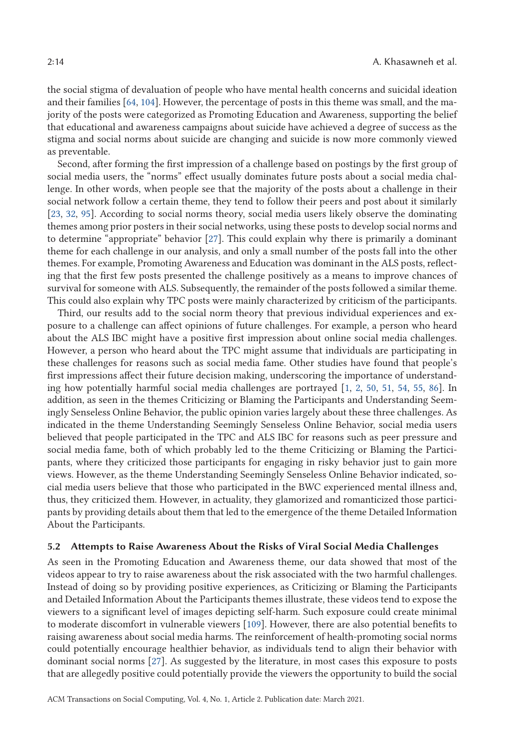the social stigma of devaluation of people who have mental health concerns and suicidal ideation and their families [64, 104]. However, the percentage of posts in this theme was small, and the majority of the posts were categorized as Promoting Education and Awareness, supporting the belief that educational and awareness campaigns about suicide have achieved a degree of success as the stigma and social norms about suicide are changing and suicide is now more commonly viewed as preventable.

Second, after forming the first impression of a challenge based on postings by the first group of social media users, the "norms" effect usually dominates future posts about a social media challenge. In other words, when people see that the majority of the posts about a challenge in their social network follow a certain theme, they tend to follow their peers and post about it similarly [23, 32, 95]. According to social norms theory, social media users likely observe the dominating themes among prior posters in their social networks, using these posts to develop social norms and to determine "appropriate" behavior [27]. This could explain why there is primarily a dominant theme for each challenge in our analysis, and only a small number of the posts fall into the other themes. For example, Promoting Awareness and Education was dominant in the ALS posts, reflecting that the first few posts presented the challenge positively as a means to improve chances of survival for someone with ALS. Subsequently, the remainder of the posts followed a similar theme. This could also explain why TPC posts were mainly characterized by criticism of the participants.

Third, our results add to the social norm theory that previous individual experiences and exposure to a challenge can affect opinions of future challenges. For example, a person who heard about the ALS IBC might have a positive first impression about online social media challenges. However, a person who heard about the TPC might assume that individuals are participating in these challenges for reasons such as social media fame. Other studies have found that people's first impressions affect their future decision making, underscoring the importance of understanding how potentially harmful social media challenges are portrayed [1, 2, 50, 51, 54, 55, 86]. In addition, as seen in the themes Criticizing or Blaming the Participants and Understanding Seemingly Senseless Online Behavior, the public opinion varies largely about these three challenges. As indicated in the theme Understanding Seemingly Senseless Online Behavior, social media users believed that people participated in the TPC and ALS IBC for reasons such as peer pressure and social media fame, both of which probably led to the theme Criticizing or Blaming the Participants, where they criticized those participants for engaging in risky behavior just to gain more views. However, as the theme Understanding Seemingly Senseless Online Behavior indicated, social media users believe that those who participated in the BWC experienced mental illness and, thus, they criticized them. However, in actuality, they glamorized and romanticized those participants by providing details about them that led to the emergence of the theme Detailed Information About the Participants.

### 5.2 Attempts to Raise Awareness About the Risks of Viral Social Media Challenges

As seen in the Promoting Education and Awareness theme, our data showed that most of the videos appear to try to raise awareness about the risk associated with the two harmful challenges. Instead of doing so by providing positive experiences, as Criticizing or Blaming the Participants and Detailed Information About the Participants themes illustrate, these videos tend to expose the viewers to a significant level of images depicting self-harm. Such exposure could create minimal to moderate discomfort in vulnerable viewers [109]. However, there are also potential benefits to raising awareness about social media harms. The reinforcement of health-promoting social norms could potentially encourage healthier behavior, as individuals tend to align their behavior with dominant social norms [27]. As suggested by the literature, in most cases this exposure to posts that are allegedly positive could potentially provide the viewers the opportunity to build the social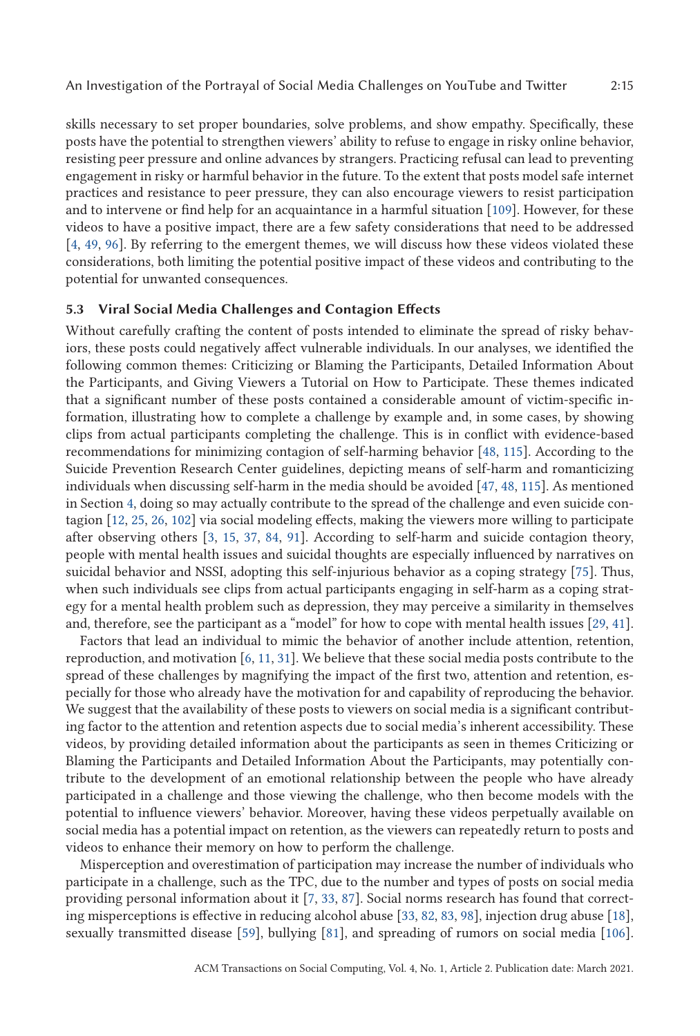skills necessary to set proper boundaries, solve problems, and show empathy. Specifically, these posts have the potential to strengthen viewers' ability to refuse to engage in risky online behavior, resisting peer pressure and online advances by strangers. Practicing refusal can lead to preventing engagement in risky or harmful behavior in the future. To the extent that posts model safe internet practices and resistance to peer pressure, they can also encourage viewers to resist participation and to intervene or find help for an acquaintance in a harmful situation [109]. However, for these videos to have a positive impact, there are a few safety considerations that need to be addressed [4, 49, 96]. By referring to the emergent themes, we will discuss how these videos violated these considerations, both limiting the potential positive impact of these videos and contributing to the potential for unwanted consequences.

### 5.3 Viral Social Media Challenges and Contagion Effects

Without carefully crafting the content of posts intended to eliminate the spread of risky behaviors, these posts could negatively affect vulnerable individuals. In our analyses, we identified the following common themes: Criticizing or Blaming the Participants, Detailed Information About the Participants, and Giving Viewers a Tutorial on How to Participate. These themes indicated that a significant number of these posts contained a considerable amount of victim-specific information, illustrating how to complete a challenge by example and, in some cases, by showing clips from actual participants completing the challenge. This is in conflict with evidence-based recommendations for minimizing contagion of self-harming behavior [48, 115]. According to the Suicide Prevention Research Center guidelines, depicting means of self-harm and romanticizing individuals when discussing self-harm in the media should be avoided [47, 48, 115]. As mentioned in Section 4, doing so may actually contribute to the spread of the challenge and even suicide contagion [12, 25, 26, 102] via social modeling effects, making the viewers more willing to participate after observing others [3, 15, 37, 84, 91]. According to self-harm and suicide contagion theory, people with mental health issues and suicidal thoughts are especially influenced by narratives on suicidal behavior and NSSI, adopting this self-injurious behavior as a coping strategy [75]. Thus, when such individuals see clips from actual participants engaging in self-harm as a coping strategy for a mental health problem such as depression, they may perceive a similarity in themselves and, therefore, see the participant as a "model" for how to cope with mental health issues [29, 41].

Factors that lead an individual to mimic the behavior of another include attention, retention, reproduction, and motivation [6, 11, 31]. We believe that these social media posts contribute to the spread of these challenges by magnifying the impact of the first two, attention and retention, especially for those who already have the motivation for and capability of reproducing the behavior. We suggest that the availability of these posts to viewers on social media is a significant contributing factor to the attention and retention aspects due to social media's inherent accessibility. These videos, by providing detailed information about the participants as seen in themes Criticizing or Blaming the Participants and Detailed Information About the Participants, may potentially contribute to the development of an emotional relationship between the people who have already participated in a challenge and those viewing the challenge, who then become models with the potential to influence viewers' behavior. Moreover, having these videos perpetually available on social media has a potential impact on retention, as the viewers can repeatedly return to posts and videos to enhance their memory on how to perform the challenge.

Misperception and overestimation of participation may increase the number of individuals who participate in a challenge, such as the TPC, due to the number and types of posts on social media providing personal information about it [7, 33, 87]. Social norms research has found that correcting misperceptions is effective in reducing alcohol abuse [33, 82, 83, 98], injection drug abuse [18], sexually transmitted disease [59], bullying [81], and spreading of rumors on social media [106].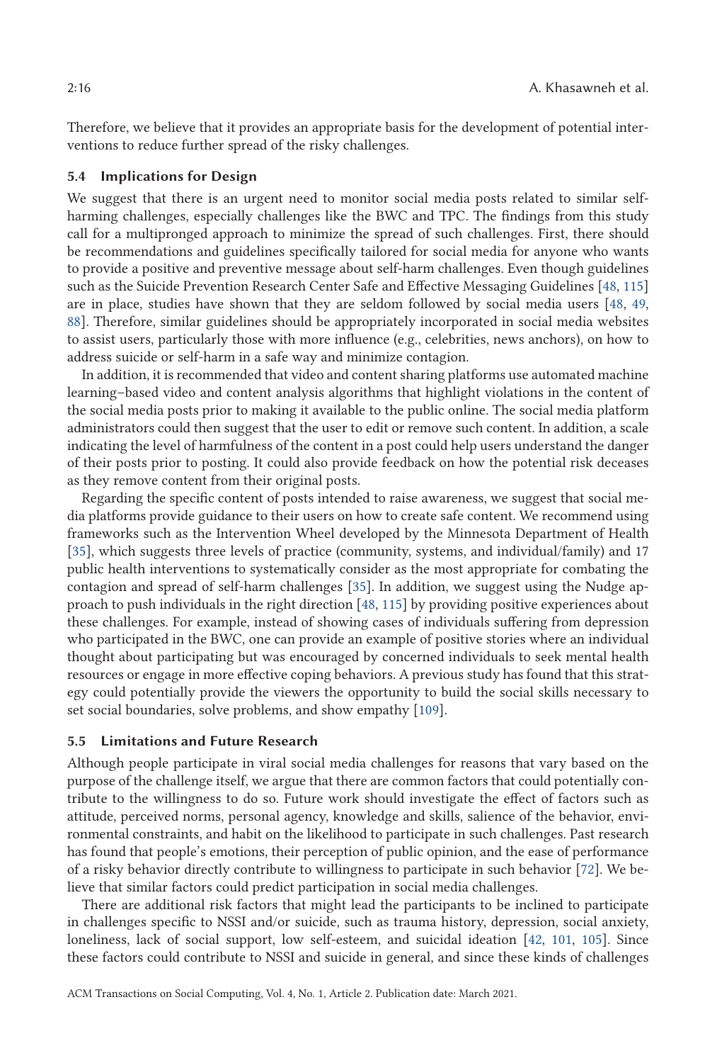Therefore, we believe that it provides an appropriate basis for the development of potential interventions to reduce further spread of the risky challenges.

### 5.4 Implications for Design

We suggest that there is an urgent need to monitor social media posts related to similar self-harming challenges, especially challenges like the BWC and TPC. The findings from this study call for a multipronged approach to minimize the spread of such challenges. First, there should be recommendations and guidelines specifically tailored for social media for anyone who wants to provide a positive and preventive message about self-harm challenges. Even though guidelines such as the Suicide Prevention Research Center Safe and Effective Messaging Guidelines [48, 115] are in place, studies have shown that they are seldom followed by social media users [48, 49, 88]. Therefore, similar guidelines should be appropriately incorporated in social media websites to assist users, particularly those with more influence (e.g., celebrities, news anchors), on how to address suicide or self-harm in a safe way and minimize contagion.

In addition, it is recommended that video and content sharing platforms use automated machine learning–based video and content analysis algorithms that highlight violations in the content of the social media posts prior to making it available to the public online. The social media platform administrators could then suggest that the user to edit or remove such content. In addition, a scale indicating the level of harmfulness of the content in a post could help users understand the danger of their posts prior to posting. It could also provide feedback on how the potential risk deceases as they remove content from their original posts.

Regarding the specific content of posts intended to raise awareness, we suggest that social media platforms provide guidance to their users on how to create safe content. We recommend using frameworks such as the Intervention Wheel developed by the Minnesota Department of Health [35], which suggests three levels of practice (community, systems, and individual/family) and 17 public health interventions to systematically consider as the most appropriate for combating the contagion and spread of self-harm challenges [35]. In addition, we suggest using the Nudge approach to push individuals in the right direction [48, 115] by providing positive experiences about these challenges. For example, instead of showing cases of individuals suffering from depression who participated in the BWC, one can provide an example of positive stories where an individual thought about participating but was encouraged by concerned individuals to seek mental health resources or engage in more effective coping behaviors. A previous study has found that this strategy could potentially provide the viewers the opportunity to build the social skills necessary to set social boundaries, solve problems, and show empathy [109].

### 5.5 Limitations and Future Research

Although people participate in viral social media challenges for reasons that vary based on the purpose of the challenge itself, we argue that there are common factors that could potentially contribute to the willingness to do so. Future work should investigate the effect of factors such as attitude, perceived norms, personal agency, knowledge and skills, salience of the behavior, environmental constraints, and habit on the likelihood to participate in such challenges. Past research has found that people's emotions, their perception of public opinion, and the ease of performance of a risky behavior directly contribute to willingness to participate in such behavior [72]. We believe that similar factors could predict participation in social media challenges.

There are additional risk factors that might lead the participants to be inclined to participate in challenges specific to NSSI and/or suicide, such as trauma history, depression, social anxiety, loneliness, lack of social support, low self-esteem, and suicidal ideation [42, 101, 105]. Since these factors could contribute to NSSI and suicide in general, and since these kinds of challenges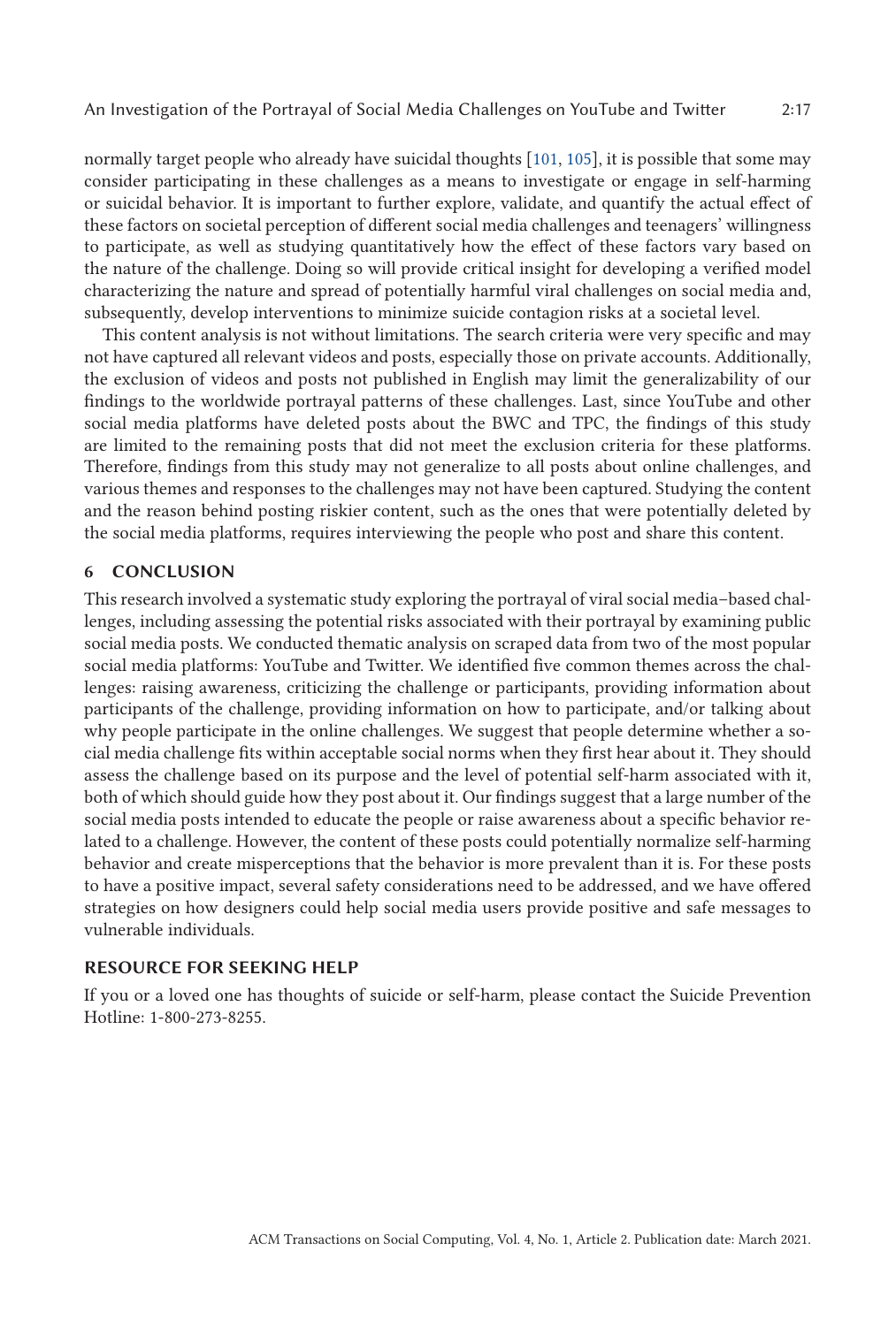normally target people who already have suicidal thoughts [101, 105], it is possible that some may consider participating in these challenges as a means to investigate or engage in self-harming or suicidal behavior. It is important to further explore, validate, and quantify the actual effect of these factors on societal perception of different social media challenges and teenagers' willingness to participate, as well as studying quantitatively how the effect of these factors vary based on the nature of the challenge. Doing so will provide critical insight for developing a verified model characterizing the nature and spread of potentially harmful viral challenges on social media and, subsequently, develop interventions to minimize suicide contagion risks at a societal level.

This content analysis is not without limitations. The search criteria were very specific and may not have captured all relevant videos and posts, especially those on private accounts. Additionally, the exclusion of videos and posts not published in English may limit the generalizability of our findings to the worldwide portrayal patterns of these challenges. Last, since YouTube and other social media platforms have deleted posts about the BWC and TPC, the findings of this study are limited to the remaining posts that did not meet the exclusion criteria for these platforms. Therefore, findings from this study may not generalize to all posts about online challenges, and various themes and responses to the challenges may not have been captured. Studying the content and the reason behind posting riskier content, such as the ones that were potentially deleted by the social media platforms, requires interviewing the people who post and share this content.

## 6 CONCLUSION

This research involved a systematic study exploring the portrayal of viral social media–based challenges, including assessing the potential risks associated with their portrayal by examining public social media posts. We conducted thematic analysis on scraped data from two of the most popular social media platforms: YouTube and Twitter. We identified five common themes across the challenges: raising awareness, criticizing the challenge or participants, providing information about participants of the challenge, providing information on how to participate, and/or talking about why people participate in the online challenges. We suggest that people determine whether a social media challenge fits within acceptable social norms when they first hear about it. They should assess the challenge based on its purpose and the level of potential self-harm associated with it, both of which should guide how they post about it. Our findings suggest that a large number of the social media posts intended to educate the people or raise awareness about a specific behavior related to a challenge. However, the content of these posts could potentially normalize self-harming behavior and create misperceptions that the behavior is more prevalent than it is. For these posts to have a positive impact, several safety considerations need to be addressed, and we have offered strategies on how designers could help social media users provide positive and safe messages to vulnerable individuals.

## RESOURCE FOR SEEKING HELP

If you or a loved one has thoughts of suicide or self-harm, please contact the Suicide Prevention Hotline: 1-800-273-8255.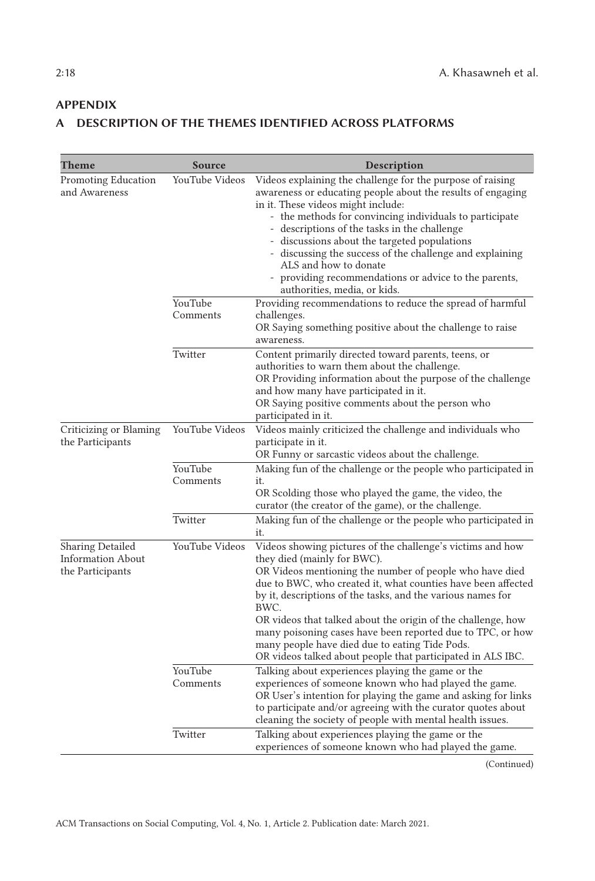## APPENDIX

## A DESCRIPTION OF THE THEMES IDENTIFIED ACROSS PLATFORMS

| Theme | Source | Description |
|---|---|---|
| Promoting Education and Awareness | YouTube Videos | Videos explaining the challenge for the purpose of raising awareness or educating people about the results of engaging in it. These videos might include:<br>- the methods for convincing individuals to participate<br>- descriptions of the tasks in the challenge<br>- discussions about the targeted populations<br>- discussing the success of the challenge and explaining ALS and how to donate<br>- providing recommendations or advice to the parents, authorities, media, or kids. |
| | YouTube Comments | Providing recommendations to reduce the spread of harmful challenges.<br>OR Saying something positive about the challenge to raise awareness. |
| | Twitter | Content primarily directed toward parents, teens, or authorities to warn them about the challenge.<br>OR Providing information about the purpose of the challenge and how many have participated in it.<br>OR Saying positive comments about the person who participated in it. |
| Criticizing or Blaming the Participants | YouTube Videos | Videos mainly criticized the challenge and individuals who participate in it.<br>OR Funny or sarcastic videos about the challenge. |
| | YouTube Comments | Making fun of the challenge or the people who participated in it.<br>OR Scolding those who played the game, the video, the curator (the creator of the game), or the challenge. |
| | Twitter | Making fun of the challenge or the people who participated in it. |
| Sharing Detailed Information About the Participants | YouTube Videos | Videos showing pictures of the challenge's victims and how they died (mainly for BWC).<br>OR Videos mentioning the number of people who have died due to BWC, who created it, what counties have been affected by it, descriptions of the tasks, and the various names for BWC.<br>OR videos that talked about the origin of the challenge, how many poisoning cases have been reported due to TPC, or how many people have died due to eating Tide Pods.<br>OR videos talked about people that participated in ALS IBC. |
| | YouTube Comments | Talking about experiences playing the game or the experiences of someone known who had played the game.<br>OR User's intention for playing the game and asking for links to participate and/or agreeing with the curator quotes about cleaning the society of people with mental health issues. |
| | Twitter | Talking about experiences playing the game or the experiences of someone known who had played the game. |

(Continued)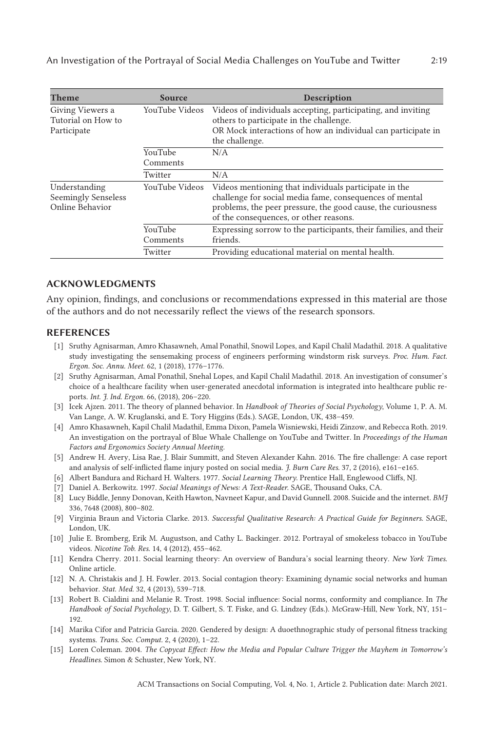| Theme | Source | Description |
|---|---|---|
| Giving Viewers a Tutorial on How to Participate | YouTube Videos | Videos of individuals accepting, participating, and inviting others to participate in the challenge. OR Mock interactions of how an individual can participate in the challenge. |
| | YouTube Comments | N/A |
| | Twitter | N/A |
| Understanding Seemingly Senseless Online Behavior | YouTube Videos | Videos mentioning that individuals participate in the challenge for social media fame, consequences of mental problems, the peer pressure, the good cause, the curiousness of the consequences, or other reasons. |
| | YouTube Comments | Expressing sorrow to the participants, their families, and their friends. |
| | Twitter | Providing educational material on mental health. |

## ACKNOWLEDGMENTS

Any opinion, findings, and conclusions or recommendations expressed in this material are those of the authors and do not necessarily reflect the views of the research sponsors.

## REFERENCES

- [1] Sruthy Agnisarman, Amro Khasawneh, Amal Ponathil, Snowil Lopes, and Kapil Chalil Madathil. 2018. A qualitative study investigating the sensemaking process of engineers performing windstorm risk surveys. *Proc. Hum. Fact. Ergon. Soc. Annu. Meet.* 62, 1 (2018), 1776–1776.
- [2] Sruthy Agnisarman, Amal Ponathil, Snehal Lopes, and Kapil Chalil Madathil. 2018. An investigation of consumer's choice of a healthcare facility when user-generated anecdotal information is integrated into healthcare public reports. *Int. J. Ind. Ergon.* 66, (2018), 206–220.
- [3] Icek Ajzen. 2011. The theory of planned behavior. In *Handbook of Theories of Social Psychology*, Volume 1, P. A. M. Van Lange, A. W. Kruglanski, and E. Tory Higgins (Eds.). SAGE, London, UK, 438–459.
- [4] Amro Khasawneh, Kapil Chalil Madathil, Emma Dixon, Pamela Wisniewski, Heidi Zinzow, and Rebecca Roth. 2019. An investigation on the portrayal of Blue Whale Challenge on YouTube and Twitter. In *Proceedings of the Human Factors and Ergonomics Society Annual Meeting.*
- [5] Andrew H. Avery, Lisa Rae, J. Blair Summitt, and Steven Alexander Kahn. 2016. The fire challenge: A case report and analysis of self-inflicted flame injury posted on social media. *J. Burn Care Res.* 37, 2 (2016), e161–e165.
- [6] Albert Bandura and Richard H. Walters. 1977. *Social Learning Theory.* Prentice Hall, Englewood Cliffs, NJ.
- [7] Daniel A. Berkowitz. 1997. *Social Meanings of News: A Text-Reader.* SAGE, Thousand Oaks, CA.
- [8] Lucy Biddle, Jenny Donovan, Keith Hawton, Navneet Kapur, and David Gunnell. 2008. Suicide and the internet. *BMJ* 336, 7648 (2008), 800–802.
- [9] Virginia Braun and Victoria Clarke. 2013. *Successful Qualitative Research: A Practical Guide for Beginners.* SAGE, London, UK.
- [10] Julie E. Bromberg, Erik M. Augustson, and Cathy L. Backinger. 2012. Portrayal of smokeless tobacco in YouTube videos. *Nicotine Tob. Res.* 14, 4 (2012), 455–462.
- [11] Kendra Cherry. 2011. Social learning theory: An overview of Bandura's social learning theory. *New York Times.* Online article.
- [12] N. A. Christakis and J. H. Fowler. 2013. Social contagion theory: Examining dynamic social networks and human behavior. *Stat. Med.* 32, 4 (2013), 539–718.
- [13] Robert B. Cialdini and Melanie R. Trost. 1998. Social influence: Social norms, conformity and compliance. In *The Handbook of Social Psychology*, D. T. Gilbert, S. T. Fiske, and G. Lindzey (Eds.). McGraw-Hill, New York, NY, 151–192.
- [14] Marika Cifor and Patricia Garcia. 2020. Gendered by design: A duoethnographic study of personal fitness tracking systems. *Trans. Soc. Comput.* 2, 4 (2020), 1–22.
- [15] Loren Coleman. 2004. *The Copycat Effect: How the Media and Popular Culture Trigger the Mayhem in Tomorrow's Headlines.* Simon & Schuster, New York, NY.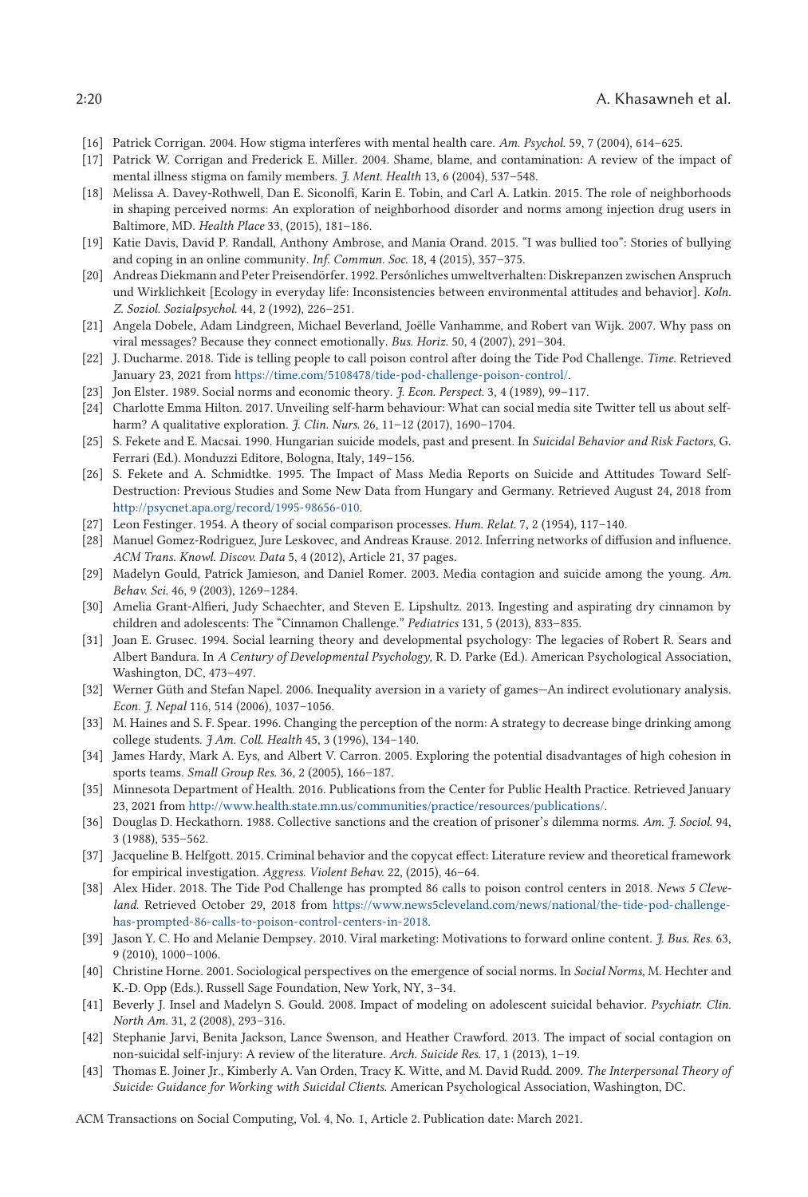- [16] Patrick Corrigan. 2004. How stigma interferes with mental health care. *Am. Psychol.* 59, 7 (2004), 614–625.
- [17] Patrick W. Corrigan and Frederick E. Miller. 2004. Shame, blame, and contamination: A review of the impact of mental illness stigma on family members. *J. Ment. Health* 13, 6 (2004), 537–548.
- [18] Melissa A. Davey-Rothwell, Dan E. Siconolfi, Karin E. Tobin, and Carl A. Latkin. 2015. The role of neighborhoods in shaping perceived norms: An exploration of neighborhood disorder and norms among injection drug users in Baltimore, MD. *Health Place* 33, (2015), 181–186.
- [19] Katie Davis, David P. Randall, Anthony Ambrose, and Mania Orand. 2015. "I was bullied too": Stories of bullying and coping in an online community. *Inf. Commun. Soc.* 18, 4 (2015), 357–375.
- [20] Andreas Diekmann and Peter Preisendörfer. 1992. Persónliches umweltverhalten: Diskrepanzen zwischen Anspruch und Wirklichkeit [Ecology in everyday life: Inconsistencies between environmental attitudes and behavior]. *Koln. Z. Soziol. Sozialpsychol.* 44, 2 (1992), 226–251.
- [21] Angela Dobele, Adam Lindgreen, Michael Beverland, Joëlle Vanhamme, and Robert van Wijk. 2007. Why pass on viral messages? Because they connect emotionally. *Bus. Horiz.* 50, 4 (2007), 291–304.
- [22] J. Ducharme. 2018. Tide is telling people to call poison control after doing the Tide Pod Challenge. *Time*. Retrieved January 23, 2021 from https://time.com/5108478/tide-pod-challenge-poison-control/.
- [23] Jon Elster. 1989. Social norms and economic theory. *J. Econ. Perspect.* 3, 4 (1989), 99–117.
- [24] Charlotte Emma Hilton. 2017. Unveiling self-harm behaviour: What can social media site Twitter tell us about self-harm? A qualitative exploration. *J. Clin. Nurs.* 26, 11–12 (2017), 1690–1704.
- [25] S. Fekete and E. Macsai. 1990. Hungarian suicide models, past and present. In *Suicidal Behavior and Risk Factors*, G. Ferrari (Ed.). Monduzzi Editore, Bologna, Italy, 149–156.
- [26] S. Fekete and A. Schmidtke. 1995. The Impact of Mass Media Reports on Suicide and Attitudes Toward Self-Destruction: Previous Studies and Some New Data from Hungary and Germany. Retrieved August 24, 2018 from http://psycnet.apa.org/record/1995-98656-010.
- [27] Leon Festinger. 1954. A theory of social comparison processes. *Hum. Relat.* 7, 2 (1954), 117–140.
- [28] Manuel Gomez-Rodriguez, Jure Leskovec, and Andreas Krause. 2012. Inferring networks of diffusion and influence. *ACM Trans. Knowl. Discov. Data* 5, 4 (2012), Article 21, 37 pages.
- [29] Madelyn Gould, Patrick Jamieson, and Daniel Romer. 2003. Media contagion and suicide among the young. *Am. Behav. Sci.* 46, 9 (2003), 1269–1284.
- [30] Amelia Grant-Alfieri, Judy Schaechter, and Steven E. Lipshultz. 2013. Ingesting and aspirating dry cinnamon by children and adolescents: The "Cinnamon Challenge." *Pediatrics* 131, 5 (2013), 833–835.
- [31] Joan E. Grusec. 1994. Social learning theory and developmental psychology: The legacies of Robert R. Sears and Albert Bandura. In *A Century of Developmental Psychology*, R. D. Parke (Ed.). American Psychological Association, Washington, DC, 473–497.
- [32] Werner Güth and Stefan Napel. 2006. Inequality aversion in a variety of games—An indirect evolutionary analysis. *Econ. J. Nepal* 116, 514 (2006), 1037–1056.
- [33] M. Haines and S. F. Spear. 1996. Changing the perception of the norm: A strategy to decrease binge drinking among college students. *J Am. Coll. Health* 45, 3 (1996), 134–140.
- [34] James Hardy, Mark A. Eys, and Albert V. Carron. 2005. Exploring the potential disadvantages of high cohesion in sports teams. *Small Group Res.* 36, 2 (2005), 166–187.
- [35] Minnesota Department of Health. 2016. Publications from the Center for Public Health Practice. Retrieved January 23, 2021 from http://www.health.state.mn.us/communities/practice/resources/publications/.
- [36] Douglas D. Heckathorn. 1988. Collective sanctions and the creation of prisoner's dilemma norms. *Am. J. Sociol.* 94, 3 (1988), 535–562.
- [37] Jacqueline B. Helfgott. 2015. Criminal behavior and the copycat effect: Literature review and theoretical framework for empirical investigation. *Aggress. Violent Behav.* 22, (2015), 46–64.
- [38] Alex Hider. 2018. The Tide Pod Challenge has prompted 86 calls to poison control centers in 2018. *News 5 Cleveland*. Retrieved October 29, 2018 from https://www.news5cleveland.com/news/national/the-tide-pod-challenge-has-prompted-86-calls-to-poison-control-centers-in-2018.
- [39] Jason Y. C. Ho and Melanie Dempsey. 2010. Viral marketing: Motivations to forward online content. *J. Bus. Res.* 63, 9 (2010), 1000–1006.
- [40] Christine Horne. 2001. Sociological perspectives on the emergence of social norms. In *Social Norms*, M. Hechter and K.-D. Opp (Eds.). Russell Sage Foundation, New York, NY, 3–34.
- [41] Beverly J. Insel and Madelyn S. Gould. 2008. Impact of modeling on adolescent suicidal behavior. *Psychiatr. Clin. North Am.* 31, 2 (2008), 293–316.
- [42] Stephanie Jarvi, Benita Jackson, Lance Swenson, and Heather Crawford. 2013. The impact of social contagion on non-suicidal self-injury: A review of the literature. *Arch. Suicide Res.* 17, 1 (2013), 1–19.
- [43] Thomas E. Joiner Jr., Kimberly A. Van Orden, Tracy K. Witte, and M. David Rudd. 2009. *The Interpersonal Theory of Suicide: Guidance for Working with Suicidal Clients.* American Psychological Association, Washington, DC.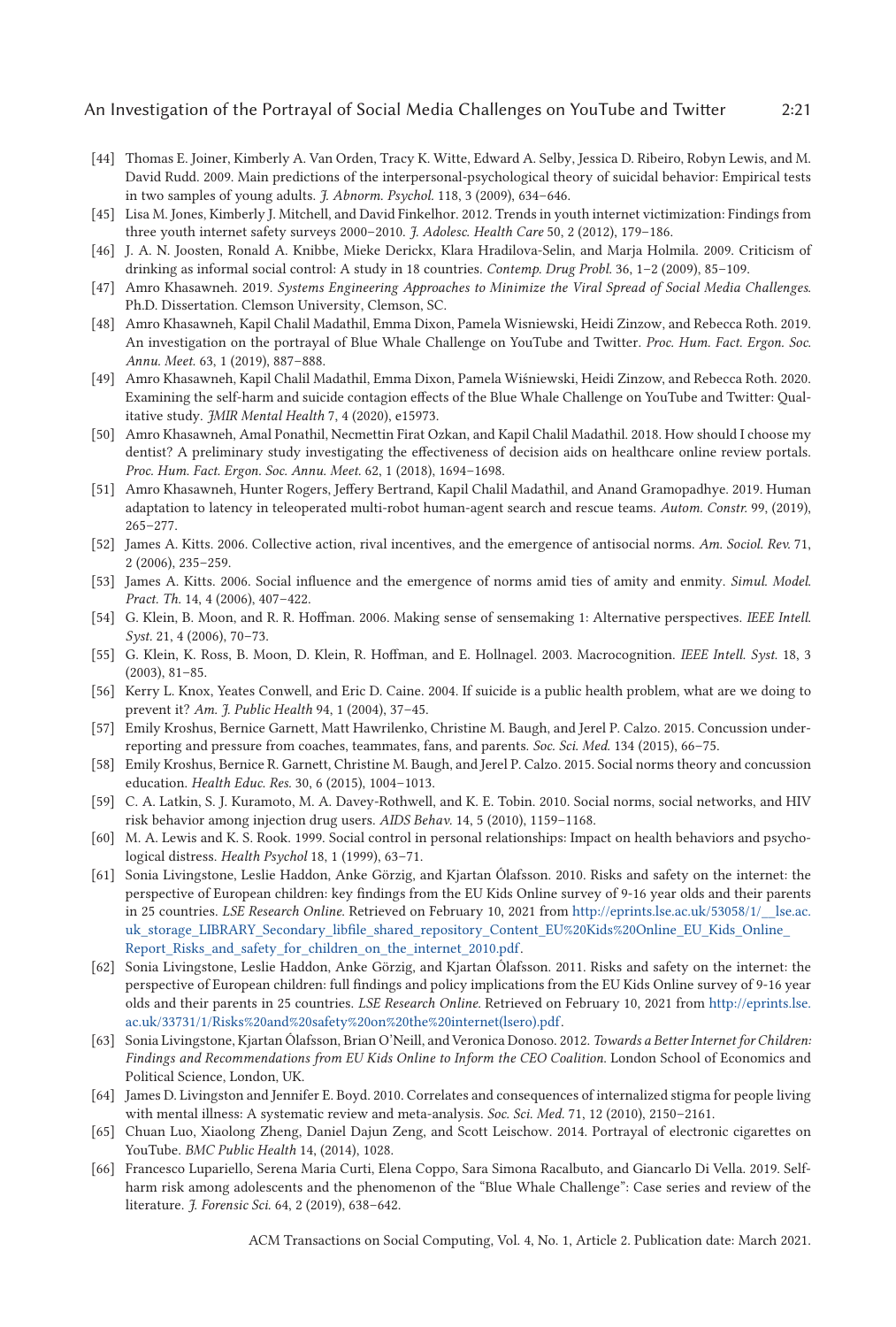- [44] Thomas E. Joiner, Kimberly A. Van Orden, Tracy K. Witte, Edward A. Selby, Jessica D. Ribeiro, Robyn Lewis, and M. David Rudd. 2009. Main predictions of the interpersonal-psychological theory of suicidal behavior: Empirical tests in two samples of young adults. *J. Abnorm. Psychol.* 118, 3 (2009), 634–646.
- [45] Lisa M. Jones, Kimberly J. Mitchell, and David Finkelhor. 2012. Trends in youth internet victimization: Findings from three youth internet safety surveys 2000–2010. *J. Adolesc. Health Care* 50, 2 (2012), 179–186.
- [46] J. A. N. Joosten, Ronald A. Knibbe, Mieke Derickx, Klara Hradilova-Selin, and Marja Holmila. 2009. Criticism of drinking as informal social control: A study in 18 countries. *Contemp. Drug Probl.* 36, 1–2 (2009), 85–109.
- [47] Amro Khasawneh. 2019. *Systems Engineering Approaches to Minimize the Viral Spread of Social Media Challenges*. Ph.D. Dissertation. Clemson University, Clemson, SC.
- [48] Amro Khasawneh, Kapil Chalil Madathil, Emma Dixon, Pamela Wisniewski, Heidi Zinzow, and Rebecca Roth. 2019. An investigation on the portrayal of Blue Whale Challenge on YouTube and Twitter. *Proc. Hum. Fact. Ergon. Soc. Annu. Meet.* 63, 1 (2019), 887–888.
- [49] Amro Khasawneh, Kapil Chalil Madathil, Emma Dixon, Pamela Wiśniewski, Heidi Zinzow, and Rebecca Roth. 2020. Examining the self-harm and suicide contagion effects of the Blue Whale Challenge on YouTube and Twitter: Qualitative study. *JMIR Mental Health* 7, 4 (2020), e15973.
- [50] Amro Khasawneh, Amal Ponathil, Necmettin Firat Ozkan, and Kapil Chalil Madathil. 2018. How should I choose my dentist? A preliminary study investigating the effectiveness of decision aids on healthcare online review portals. *Proc. Hum. Fact. Ergon. Soc. Annu. Meet.* 62, 1 (2018), 1694–1698.
- [51] Amro Khasawneh, Hunter Rogers, Jeffery Bertrand, Kapil Chalil Madathil, and Anand Gramopadhye. 2019. Human adaptation to latency in teleoperated multi-robot human-agent search and rescue teams. *Autom. Constr.* 99, (2019), 265–277.
- [52] James A. Kitts. 2006. Collective action, rival incentives, and the emergence of antisocial norms. *Am. Sociol. Rev.* 71, 2 (2006), 235–259.
- [53] James A. Kitts. 2006. Social influence and the emergence of norms amid ties of amity and enmity. *Simul. Model. Pract. Th.* 14, 4 (2006), 407–422.
- [54] G. Klein, B. Moon, and R. R. Hoffman. 2006. Making sense of sensemaking 1: Alternative perspectives. *IEEE Intell. Syst.* 21, 4 (2006), 70–73.
- [55] G. Klein, K. Ross, B. Moon, D. Klein, R. Hoffman, and E. Hollnagel. 2003. Macrocognition. *IEEE Intell. Syst.* 18, 3 (2003), 81–85.
- [56] Kerry L. Knox, Yeates Conwell, and Eric D. Caine. 2004. If suicide is a public health problem, what are we doing to prevent it? *Am. J. Public Health* 94, 1 (2004), 37–45.
- [57] Emily Kroshus, Bernice Garnett, Matt Hawrilenko, Christine M. Baugh, and Jerel P. Calzo. 2015. Concussion underreporting and pressure from coaches, teammates, fans, and parents. *Soc. Sci. Med.* 134 (2015), 66–75.
- [58] Emily Kroshus, Bernice R. Garnett, Christine M. Baugh, and Jerel P. Calzo. 2015. Social norms theory and concussion education. *Health Educ. Res.* 30, 6 (2015), 1004–1013.
- [59] C. A. Latkin, S. J. Kuramoto, M. A. Davey-Rothwell, and K. E. Tobin. 2010. Social norms, social networks, and HIV risk behavior among injection drug users. *AIDS Behav.* 14, 5 (2010), 1159–1168.
- [60] M. A. Lewis and K. S. Rook. 1999. Social control in personal relationships: Impact on health behaviors and psychological distress. *Health Psychol* 18, 1 (1999), 63–71.
- [61] Sonia Livingstone, Leslie Haddon, Anke Görzig, and Kjartan Ólafsson. 2010. Risks and safety on the internet: the perspective of European children: key findings from the EU Kids Online survey of 9-16 year olds and their parents in 25 countries. *LSE Research Online.* Retrieved on February 10, 2021 from http://eprints.lse.ac.uk/53058/1/__lse.ac.uk_storage_LIBRARY_Secondary_libfile_shared_repository_Content_EU%20Kids%20Online_EU_Kids_Online_Report_Risks_and_safety_for_children_on_the_internet_2010.pdf.
- [62] Sonia Livingstone, Leslie Haddon, Anke Görzig, and Kjartan Ólafsson. 2011. Risks and safety on the internet: the perspective of European children: full findings and policy implications from the EU Kids Online survey of 9-16 year olds and their parents in 25 countries. *LSE Research Online.* Retrieved on February 10, 2021 from http://eprints.lse.ac.uk/33731/1/Risks%20and%20safety%20on%20the%20internet(lsero).pdf.
- [63] Sonia Livingstone, Kjartan Ólafsson, Brian O'Neill, and Veronica Donoso. 2012. *Towards a Better Internet for Children: Findings and Recommendations from EU Kids Online to Inform the CEO Coalition.* London School of Economics and Political Science, London, UK.
- [64] James D. Livingston and Jennifer E. Boyd. 2010. Correlates and consequences of internalized stigma for people living with mental illness: A systematic review and meta-analysis. *Soc. Sci. Med.* 71, 12 (2010), 2150–2161.
- [65] Chuan Luo, Xiaolong Zheng, Daniel Dajun Zeng, and Scott Leischow. 2014. Portrayal of electronic cigarettes on YouTube. *BMC Public Health* 14, (2014), 1028.
- [66] Francesco Lupariello, Serena Maria Curti, Elena Coppo, Sara Simona Racalbuto, and Giancarlo Di Vella. 2019. Self-harm risk among adolescents and the phenomenon of the "Blue Whale Challenge": Case series and review of the literature. *J. Forensic Sci.* 64, 2 (2019), 638–642.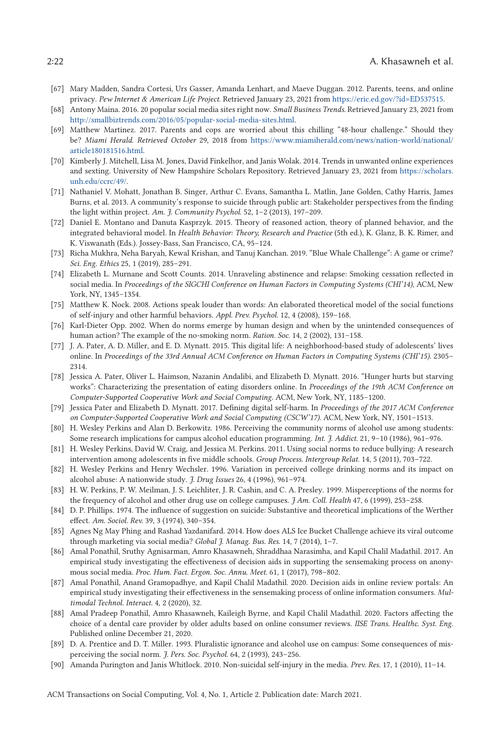[67] Mary Madden, Sandra Cortesi, Urs Gasser, Amanda Lenhart, and Maeve Duggan. 2012. Parents, teens, and online privacy. *Pew Internet & American Life Project.* Retrieved January 23, 2021 from https://eric.ed.gov/?id=ED537515.

[68] Antony Maina. 2016. 20 popular social media sites right now. *Small Business Trends.* Retrieved January 23, 2021 from http://smallbiztrends.com/2016/05/popular-social-media-sites.html.

[69] Matthew Martinez. 2017. Parents and cops are worried about this chilling "48-hour challenge." Should they be? *Miami Herald. Retrieved October* 29, 2018 from https://www.miamiherald.com/news/nation-world/national/article180181516.html.

[70] Kimberly J. Mitchell, Lisa M. Jones, David Finkelhor, and Janis Wolak. 2014. Trends in unwanted online experiences and sexting. University of New Hampshire Scholars Repository. Retrieved January 23, 2021 from https://scholars.unh.edu/ccrc/49/.

[71] Nathaniel V. Mohatt, Jonathan B. Singer, Arthur C. Evans, Samantha L. Matlin, Jane Golden, Cathy Harris, James Burns, et al. 2013. A community's response to suicide through public art: Stakeholder perspectives from the finding the light within project. *Am. J. Community Psychol.* 52, 1–2 (2013), 197–209.

[72] Daniel E. Montano and Danuta Kasprzyk. 2015. Theory of reasoned action, theory of planned behavior, and the integrated behavioral model. In *Health Behavior: Theory, Research and Practice* (5th ed.), K. Glanz, B. K. Rimer, and K. Viswanath (Eds.). Jossey-Bass, San Francisco, CA, 95–124.

[73] Richa Mukhra, Neha Baryah, Kewal Krishan, and Tanuj Kanchan. 2019. "Blue Whale Challenge": A game or crime? *Sci. Eng. Ethics* 25, 1 (2019), 285–291.

[74] Elizabeth L. Murnane and Scott Counts. 2014. Unraveling abstinence and relapse: Smoking cessation reflected in social media. In *Proceedings of the SIGCHI Conference on Human Factors in Computing Systems (CHI'14)*, ACM, New York, NY, 1345–1354.

[75] Matthew K. Nock. 2008. Actions speak louder than words: An elaborated theoretical model of the social functions of self-injury and other harmful behaviors. *Appl. Prev. Psychol.* 12, 4 (2008), 159–168.

[76] Karl-Dieter Opp. 2002. When do norms emerge by human design and when by the unintended consequences of human action? The example of the no-smoking norm. *Ration. Soc.* 14, 2 (2002), 131–158.

[77] J. A. Pater, A. D. Miller, and E. D. Mynatt. 2015. This digital life: A neighborhood-based study of adolescents' lives online. In *Proceedings of the 33rd Annual ACM Conference on Human Factors in Computing Systems (CHI'15)*. 2305–2314.

[78] Jessica A. Pater, Oliver L. Haimson, Nazanin Andalibi, and Elizabeth D. Mynatt. 2016. "Hunger hurts but starving works": Characterizing the presentation of eating disorders online. In *Proceedings of the 19th ACM Conference on Computer-Supported Cooperative Work and Social Computing*. ACM, New York, NY, 1185–1200.

[79] Jessica Pater and Elizabeth D. Mynatt. 2017. Defining digital self-harm. In *Proceedings of the 2017 ACM Conference on Computer-Supported Cooperative Work and Social Computing (CSCW'17)*. ACM, New York, NY, 1501–1513.

[80] H. Wesley Perkins and Alan D. Berkowitz. 1986. Perceiving the community norms of alcohol use among students: Some research implications for campus alcohol education programming. *Int. J. Addict.* 21, 9–10 (1986), 961–976.

[81] H. Wesley Perkins, David W. Craig, and Jessica M. Perkins. 2011. Using social norms to reduce bullying: A research intervention among adolescents in five middle schools. *Group Process. Intergroup Relat.* 14, 5 (2011), 703–722.

[82] H. Wesley Perkins and Henry Wechsler. 1996. Variation in perceived college drinking norms and its impact on alcohol abuse: A nationwide study. *J. Drug Issues* 26, 4 (1996), 961–974.

[83] H. W. Perkins, P. W. Meilman, J. S. Leichliter, J. R. Cashin, and C. A. Presley. 1999. Misperceptions of the norms for the frequency of alcohol and other drug use on college campuses. *J Am. Coll. Health* 47, 6 (1999), 253–258.

[84] D. P. Phillips. 1974. The influence of suggestion on suicide: Substantive and theoretical implications of the Werther effect. *Am. Sociol. Rev.* 39, 3 (1974), 340–354.

[85] Agnes Ng May Phing and Rashad Yazdanifard. 2014. How does ALS Ice Bucket Challenge achieve its viral outcome through marketing via social media? *Global J. Manag. Bus. Res.* 14, 7 (2014), 1–7.

[86] Amal Ponathil, Sruthy Agnisarman, Amro Khasawneh, Shraddhaa Narasimha, and Kapil Chalil Madathil. 2017. An empirical study investigating the effectiveness of decision aids in supporting the sensemaking process on anonymous social media. *Proc. Hum. Fact. Ergon. Soc. Annu. Meet.* 61, 1 (2017), 798–802.

[87] Amal Ponathil, Anand Gramopadhye, and Kapil Chalil Madathil. 2020. Decision aids in online review portals: An empirical study investigating their effectiveness in the sensemaking process of online information consumers. *Multimodal Technol. Interact.* 4, 2 (2020), 32.

[88] Amal Pradeep Ponathil, Amro Khasawneh, Kaileigh Byrne, and Kapil Chalil Madathil. 2020. Factors affecting the choice of a dental care provider by older adults based on online consumer reviews. *IISE Trans. Healthc. Syst. Eng.* Published online December 21, 2020.

[89] D. A. Prentice and D. T. Miller. 1993. Pluralistic ignorance and alcohol use on campus: Some consequences of misperceiving the social norm. *J. Pers. Soc. Psychol.* 64, 2 (1993), 243–256.

[90] Amanda Purington and Janis Whitlock. 2010. Non-suicidal self-injury in the media. *Prev. Res.* 17, 1 (2010), 11–14.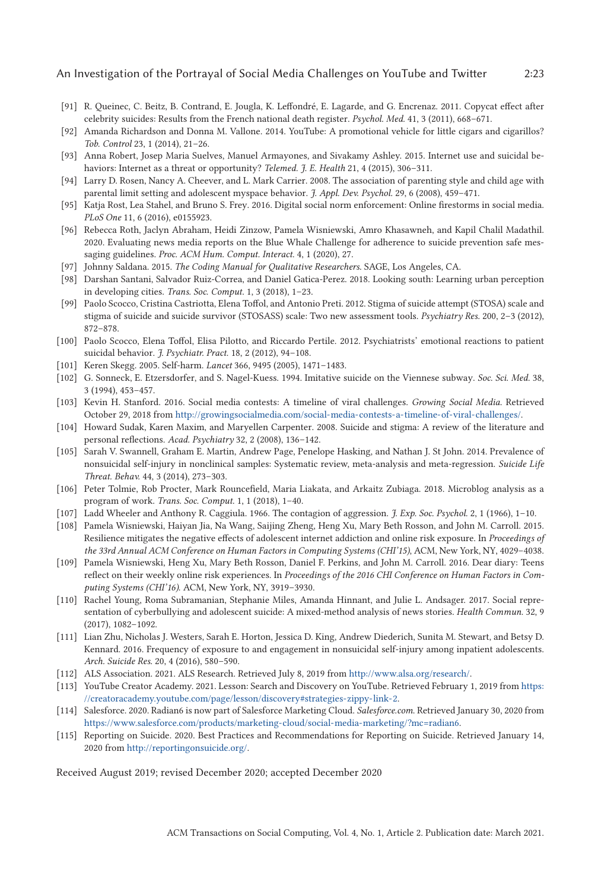[91] R. Queinec, C. Beitz, B. Contrand, E. Jougla, K. Leffondré, E. Lagarde, and G. Encrenaz. 2011. Copycat effect after celebrity suicides: Results from the French national death register. *Psychol. Med.* 41, 3 (2011), 668–671.

[92] Amanda Richardson and Donna M. Vallone. 2014. YouTube: A promotional vehicle for little cigars and cigarillos? *Tob. Control* 23, 1 (2014), 21–26.

[93] Anna Robert, Josep Maria Suelves, Manuel Armayones, and Sivakamy Ashley. 2015. Internet use and suicidal behaviors: Internet as a threat or opportunity? *Telemed. J. E. Health* 21, 4 (2015), 306–311.

[94] Larry D. Rosen, Nancy A. Cheever, and L. Mark Carrier. 2008. The association of parenting style and child age with parental limit setting and adolescent myspace behavior. *J. Appl. Dev. Psychol.* 29, 6 (2008), 459–471.

[95] Katja Rost, Lea Stahel, and Bruno S. Frey. 2016. Digital social norm enforcement: Online firestorms in social media. *PLoS One* 11, 6 (2016), e0155923.

[96] Rebecca Roth, Jaclyn Abraham, Heidi Zinzow, Pamela Wisniewski, Amro Khasawneh, and Kapil Chalil Madathil. 2020. Evaluating news media reports on the Blue Whale Challenge for adherence to suicide prevention safe messaging guidelines. *Proc. ACM Hum. Comput. Interact.* 4, 1 (2020), 27.

[97] Johnny Saldana. 2015. *The Coding Manual for Qualitative Researchers*. SAGE, Los Angeles, CA.

[98] Darshan Santani, Salvador Ruiz-Correa, and Daniel Gatica-Perez. 2018. Looking south: Learning urban perception in developing cities. *Trans. Soc. Comput.* 1, 3 (2018), 1–23.

[99] Paolo Scocco, Cristina Castriotta, Elena Toffol, and Antonio Preti. 2012. Stigma of suicide attempt (STOSA) scale and stigma of suicide and suicide survivor (STOSASS) scale: Two new assessment tools. *Psychiatry Res.* 200, 2–3 (2012), 872–878.

[100] Paolo Scocco, Elena Toffol, Elisa Pilotto, and Riccardo Pertile. 2012. Psychiatrists' emotional reactions to patient suicidal behavior. *J. Psychiatr. Pract.* 18, 2 (2012), 94–108.

[101] Keren Skegg. 2005. Self-harm. *Lancet* 366, 9495 (2005), 1471–1483.

[102] G. Sonneck, E. Etzersdorfer, and S. Nagel-Kuess. 1994. Imitative suicide on the Viennese subway. *Soc. Sci. Med.* 38, 3 (1994), 453–457.

[103] Kevin H. Stanford. 2016. Social media contests: A timeline of viral challenges. *Growing Social Media.* Retrieved October 29, 2018 from http://growingsocialmedia.com/social-media-contests-a-timeline-of-viral-challenges/.

[104] Howard Sudak, Karen Maxim, and Maryellen Carpenter. 2008. Suicide and stigma: A review of the literature and personal reflections. *Acad. Psychiatry* 32, 2 (2008), 136–142.

[105] Sarah V. Swannell, Graham E. Martin, Andrew Page, Penelope Hasking, and Nathan J. St John. 2014. Prevalence of nonsuicidal self-injury in nonclinical samples: Systematic review, meta-analysis and meta-regression. *Suicide Life Threat. Behav.* 44, 3 (2014), 273–303.

[106] Peter Tolmie, Rob Procter, Mark Rouncefield, Maria Liakata, and Arkaitz Zubiaga. 2018. Microblog analysis as a program of work. *Trans. Soc. Comput.* 1, 1 (2018), 1–40.

[107] Ladd Wheeler and Anthony R. Caggiula. 1966. The contagion of aggression. *J. Exp. Soc. Psychol.* 2, 1 (1966), 1–10.

[108] Pamela Wisniewski, Haiyan Jia, Na Wang, Saijing Zheng, Heng Xu, Mary Beth Rosson, and John M. Carroll. 2015. Resilience mitigates the negative effects of adolescent internet addiction and online risk exposure. In *Proceedings of the 33rd Annual ACM Conference on Human Factors in Computing Systems (CHI'15)*, ACM, New York, NY, 4029–4038.

[109] Pamela Wisniewski, Heng Xu, Mary Beth Rosson, Daniel F. Perkins, and John M. Carroll. 2016. Dear diary: Teens reflect on their weekly online risk experiences. In *Proceedings of the 2016 CHI Conference on Human Factors in Computing Systems (CHI'16)*. ACM, New York, NY, 3919–3930.

[110] Rachel Young, Roma Subramanian, Stephanie Miles, Amanda Hinnant, and Julie L. Andsager. 2017. Social representation of cyberbullying and adolescent suicide: A mixed-method analysis of news stories. *Health Commun.* 32, 9 (2017), 1082–1092.

[111] Lian Zhu, Nicholas J. Westers, Sarah E. Horton, Jessica D. King, Andrew Diederich, Sunita M. Stewart, and Betsy D. Kennard. 2016. Frequency of exposure to and engagement in nonsuicidal self-injury among inpatient adolescents. *Arch. Suicide Res.* 20, 4 (2016), 580–590.

[112] ALS Association. 2021. ALS Research. Retrieved July 8, 2019 from http://www.alsa.org/research/.

[113] YouTube Creator Academy. 2021. Lesson: Search and Discovery on YouTube. Retrieved February 1, 2019 from https://creatoracademy.youtube.com/page/lesson/discovery#strategies-zippy-link-2.

[114] Salesforce. 2020. Radian6 is now part of Salesforce Marketing Cloud. *Salesforce.com.* Retrieved January 30, 2020 from https://www.salesforce.com/products/marketing-cloud/social-media-marketing/?mc=radian6.

[115] Reporting on Suicide. 2020. Best Practices and Recommendations for Reporting on Suicide. Retrieved January 14, 2020 from http://reportingonsuicide.org/.

Received August 2019; revised December 2020; accepted December 2020